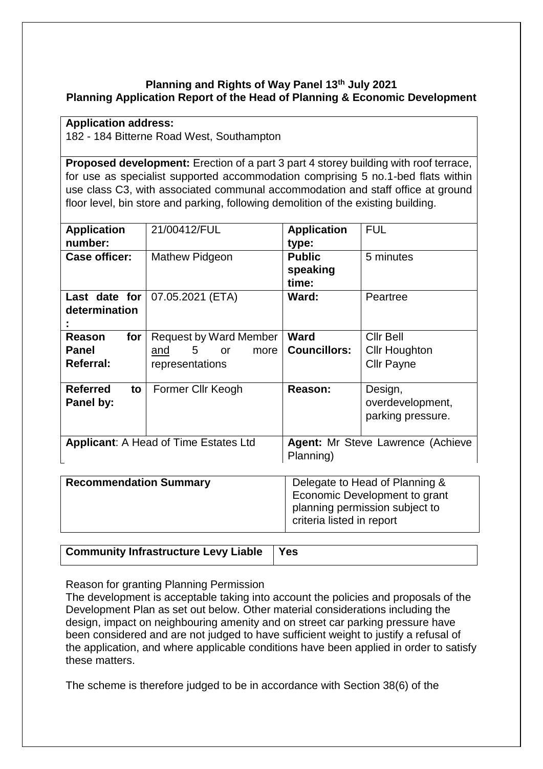**Planning and Rights of Way Panel 13th July 2021**
**Planning Application Report of the Head of Planning & Economic Development**

| **Application address:** 182 - 184 Bitterne Road West, Southampton | | | |
|---|---|---|---|
| **Proposed development:** Erection of a part 3 part 4 storey building with roof terrace, for use as specialist supported accommodation comprising 5 no.1-bed flats within use class C3, with associated communal accommodation and staff office at ground floor level, bin store and parking, following demolition of the existing building. | | | |
| **Application number:** | 21/00412/FUL | **Application type:** | FUL |
| **Case officer:** | Mathew Pidgeon | **Public speaking time:** | 5 minutes |
| **Last date for determination:** | 07.05.2021 (ETA) | **Ward:** | Peartree |
| **Reason for Panel Referral:** | Request by Ward Member and 5 or more representations | **Ward Councillors:** | Cllr Bell<br>Cllr Houghton<br>Cllr Payne |
| **Referred to Panel by:** | Former Cllr Keogh | **Reason:** | Design, overdevelopment, parking pressure. |
| **Applicant**: A Head of Time Estates Ltd | | **Agent:** Mr Steve Lawrence (Achieve Planning) | |

| **Recommendation Summary** | Delegate to Head of Planning & Economic Development to grant planning permission subject to criteria listed in report |
|---|---|

| **Community Infrastructure Levy Liable** | **Yes** |
|---|---|

Reason for granting Planning Permission

The development is acceptable taking into account the policies and proposals of the Development Plan as set out below. Other material considerations including the design, impact on neighbouring amenity and on street car parking pressure have been considered and are not judged to have sufficient weight to justify a refusal of the application, and where applicable conditions have been applied in order to satisfy these matters.

The scheme is therefore judged to be in accordance with Section 38(6) of the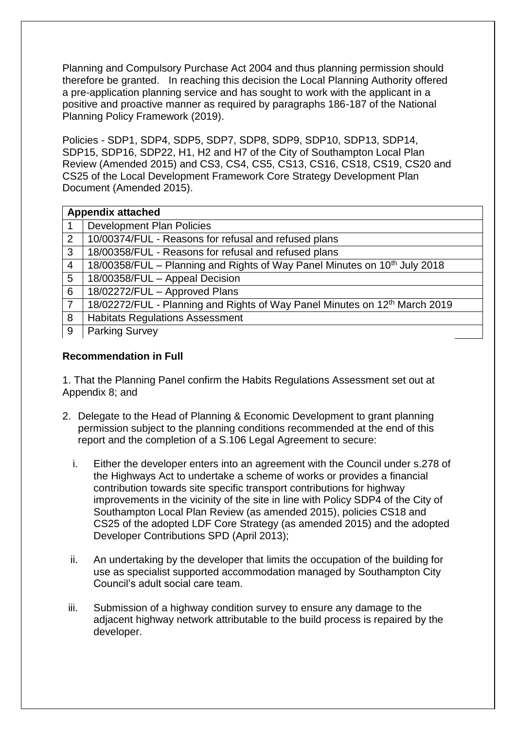Planning and Compulsory Purchase Act 2004 and thus planning permission should therefore be granted. In reaching this decision the Local Planning Authority offered a pre-application planning service and has sought to work with the applicant in a positive and proactive manner as required by paragraphs 186-187 of the National Planning Policy Framework (2019).

Policies - SDP1, SDP4, SDP5, SDP7, SDP8, SDP9, SDP10, SDP13, SDP14, SDP15, SDP16, SDP22, H1, H2 and H7 of the City of Southampton Local Plan Review (Amended 2015) and CS3, CS4, CS5, CS13, CS16, CS18, CS19, CS20 and CS25 of the Local Development Framework Core Strategy Development Plan Document (Amended 2015).

| **Appendix attached** | |
|---|---|
| 1 | Development Plan Policies |
| 2 | 10/00374/FUL - Reasons for refusal and refused plans |
| 3 | 18/00358/FUL - Reasons for refusal and refused plans |
| 4 | 18/00358/FUL – Planning and Rights of Way Panel Minutes on 10th July 2018 |
| 5 | 18/00358/FUL – Appeal Decision |
| 6 | 18/02272/FUL – Approved Plans |
| 7 | 18/02272/FUL - Planning and Rights of Way Panel Minutes on 12th March 2019 |
| 8 | Habitats Regulations Assessment |
| 9 | Parking Survey |

## Recommendation in Full

1. That the Planning Panel confirm the Habits Regulations Assessment set out at Appendix 8; and

2. Delegate to the Head of Planning & Economic Development to grant planning permission subject to the planning conditions recommended at the end of this report and the completion of a S.106 Legal Agreement to secure:

   i. Either the developer enters into an agreement with the Council under s.278 of the Highways Act to undertake a scheme of works or provides a financial contribution towards site specific transport contributions for highway improvements in the vicinity of the site in line with Policy SDP4 of the City of Southampton Local Plan Review (as amended 2015), policies CS18 and CS25 of the adopted LDF Core Strategy (as amended 2015) and the adopted Developer Contributions SPD (April 2013);

   ii. An undertaking by the developer that limits the occupation of the building for use as specialist supported accommodation managed by Southampton City Council's adult social care team.

   iii. Submission of a highway condition survey to ensure any damage to the adjacent highway network attributable to the build process is repaired by the developer.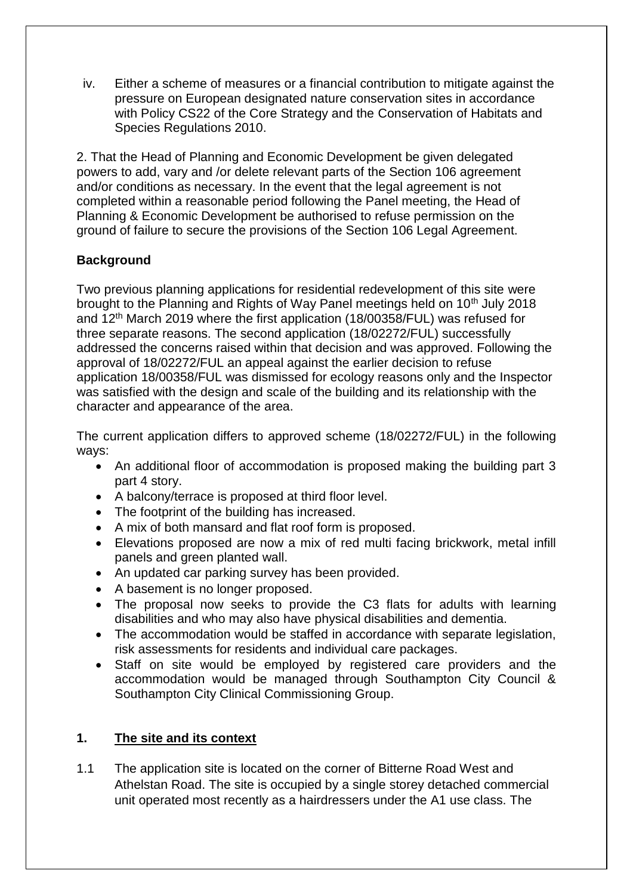iv. Either a scheme of measures or a financial contribution to mitigate against the pressure on European designated nature conservation sites in accordance with Policy CS22 of the Core Strategy and the Conservation of Habitats and Species Regulations 2010.

2. That the Head of Planning and Economic Development be given delegated powers to add, vary and /or delete relevant parts of the Section 106 agreement and/or conditions as necessary. In the event that the legal agreement is not completed within a reasonable period following the Panel meeting, the Head of Planning & Economic Development be authorised to refuse permission on the ground of failure to secure the provisions of the Section 106 Legal Agreement.

**Background**

Two previous planning applications for residential redevelopment of this site were brought to the Planning and Rights of Way Panel meetings held on 10th July 2018 and 12th March 2019 where the first application (18/00358/FUL) was refused for three separate reasons. The second application (18/02272/FUL) successfully addressed the concerns raised within that decision and was approved. Following the approval of 18/02272/FUL an appeal against the earlier decision to refuse application 18/00358/FUL was dismissed for ecology reasons only and the Inspector was satisfied with the design and scale of the building and its relationship with the character and appearance of the area.

The current application differs to approved scheme (18/02272/FUL) in the following ways:

- An additional floor of accommodation is proposed making the building part 3 part 4 story.
- A balcony/terrace is proposed at third floor level.
- The footprint of the building has increased.
- A mix of both mansard and flat roof form is proposed.
- Elevations proposed are now a mix of red multi facing brickwork, metal infill panels and green planted wall.
- An updated car parking survey has been provided.
- A basement is no longer proposed.
- The proposal now seeks to provide the C3 flats for adults with learning disabilities and who may also have physical disabilities and dementia.
- The accommodation would be staffed in accordance with separate legislation, risk assessments for residents and individual care packages.
- Staff on site would be employed by registered care providers and the accommodation would be managed through Southampton City Council & Southampton City Clinical Commissioning Group.

## 1. <u>The site and its context</u>

1.1 The application site is located on the corner of Bitterne Road West and Athelstan Road. The site is occupied by a single storey detached commercial unit operated most recently as a hairdressers under the A1 use class. The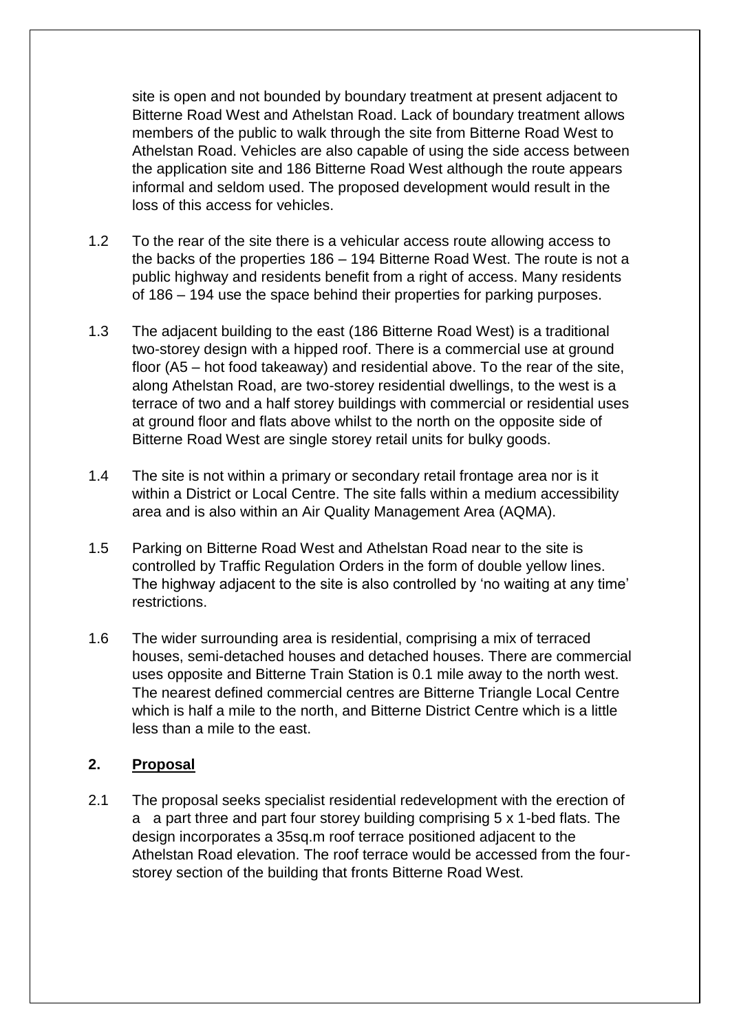site is open and not bounded by boundary treatment at present adjacent to Bitterne Road West and Athelstan Road. Lack of boundary treatment allows members of the public to walk through the site from Bitterne Road West to Athelstan Road. Vehicles are also capable of using the side access between the application site and 186 Bitterne Road West although the route appears informal and seldom used. The proposed development would result in the loss of this access for vehicles.

1.2 To the rear of the site there is a vehicular access route allowing access to the backs of the properties 186 – 194 Bitterne Road West. The route is not a public highway and residents benefit from a right of access. Many residents of 186 – 194 use the space behind their properties for parking purposes.

1.3 The adjacent building to the east (186 Bitterne Road West) is a traditional two-storey design with a hipped roof. There is a commercial use at ground floor (A5 – hot food takeaway) and residential above. To the rear of the site, along Athelstan Road, are two-storey residential dwellings, to the west is a terrace of two and a half storey buildings with commercial or residential uses at ground floor and flats above whilst to the north on the opposite side of Bitterne Road West are single storey retail units for bulky goods.

1.4 The site is not within a primary or secondary retail frontage area nor is it within a District or Local Centre. The site falls within a medium accessibility area and is also within an Air Quality Management Area (AQMA).

1.5 Parking on Bitterne Road West and Athelstan Road near to the site is controlled by Traffic Regulation Orders in the form of double yellow lines. The highway adjacent to the site is also controlled by 'no waiting at any time' restrictions.

1.6 The wider surrounding area is residential, comprising a mix of terraced houses, semi-detached houses and detached houses. There are commercial uses opposite and Bitterne Train Station is 0.1 mile away to the north west. The nearest defined commercial centres are Bitterne Triangle Local Centre which is half a mile to the north, and Bitterne District Centre which is a little less than a mile to the east.

## 2. Proposal

2.1 The proposal seeks specialist residential redevelopment with the erection of a a part three and part four storey building comprising 5 x 1-bed flats. The design incorporates a 35sq.m roof terrace positioned adjacent to the Athelstan Road elevation. The roof terrace would be accessed from the four-storey section of the building that fronts Bitterne Road West.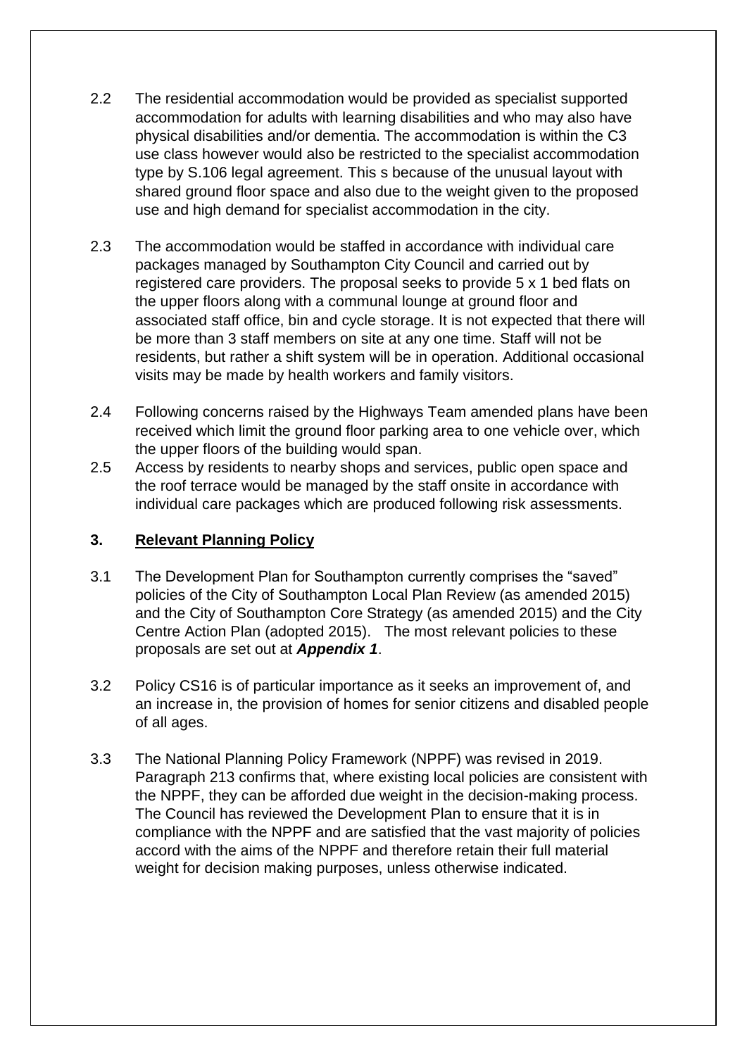2.2 The residential accommodation would be provided as specialist supported accommodation for adults with learning disabilities and who may also have physical disabilities and/or dementia. The accommodation is within the C3 use class however would also be restricted to the specialist accommodation type by S.106 legal agreement. This s because of the unusual layout with shared ground floor space and also due to the weight given to the proposed use and high demand for specialist accommodation in the city.

2.3 The accommodation would be staffed in accordance with individual care packages managed by Southampton City Council and carried out by registered care providers. The proposal seeks to provide 5 x 1 bed flats on the upper floors along with a communal lounge at ground floor and associated staff office, bin and cycle storage. It is not expected that there will be more than 3 staff members on site at any one time. Staff will not be residents, but rather a shift system will be in operation. Additional occasional visits may be made by health workers and family visitors.

2.4 Following concerns raised by the Highways Team amended plans have been received which limit the ground floor parking area to one vehicle over, which the upper floors of the building would span.

2.5 Access by residents to nearby shops and services, public open space and the roof terrace would be managed by the staff onsite in accordance with individual care packages which are produced following risk assessments.

## 3. Relevant Planning Policy

3.1 The Development Plan for Southampton currently comprises the "saved" policies of the City of Southampton Local Plan Review (as amended 2015) and the City of Southampton Core Strategy (as amended 2015) and the City Centre Action Plan (adopted 2015). The most relevant policies to these proposals are set out at ***Appendix 1***.

3.2 Policy CS16 is of particular importance as it seeks an improvement of, and an increase in, the provision of homes for senior citizens and disabled people of all ages.

3.3 The National Planning Policy Framework (NPPF) was revised in 2019. Paragraph 213 confirms that, where existing local policies are consistent with the NPPF, they can be afforded due weight in the decision-making process. The Council has reviewed the Development Plan to ensure that it is in compliance with the NPPF and are satisfied that the vast majority of policies accord with the aims of the NPPF and therefore retain their full material weight for decision making purposes, unless otherwise indicated.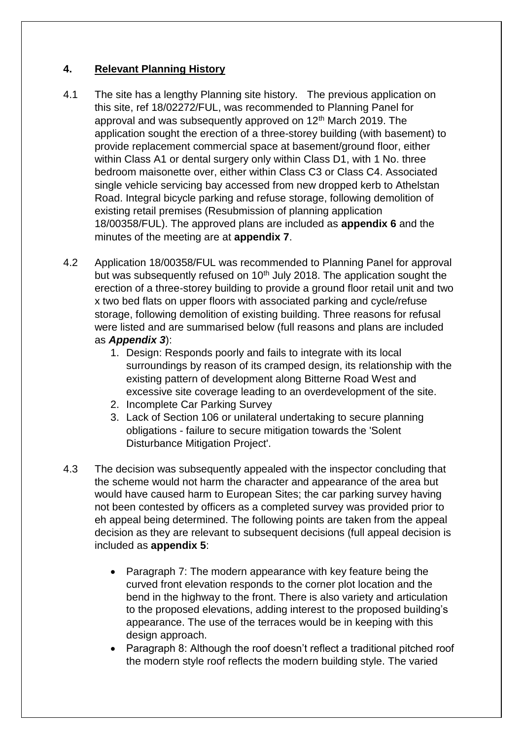## 4. Relevant Planning History

4.1 The site has a lengthy Planning site history. The previous application on this site, ref 18/02272/FUL, was recommended to Planning Panel for approval and was subsequently approved on 12th March 2019. The application sought the erection of a three-storey building (with basement) to provide replacement commercial space at basement/ground floor, either within Class A1 or dental surgery only within Class D1, with 1 No. three bedroom maisonette over, either within Class C3 or Class C4. Associated single vehicle servicing bay accessed from new dropped kerb to Athelstan Road. Integral bicycle parking and refuse storage, following demolition of existing retail premises (Resubmission of planning application 18/00358/FUL). The approved plans are included as **appendix 6** and the minutes of the meeting are at **appendix 7**.

4.2 Application 18/00358/FUL was recommended to Planning Panel for approval but was subsequently refused on 10th July 2018. The application sought the erection of a three-storey building to provide a ground floor retail unit and two x two bed flats on upper floors with associated parking and cycle/refuse storage, following demolition of existing building. Three reasons for refusal were listed and are summarised below (full reasons and plans are included as ***Appendix 3***):

1. Design: Responds poorly and fails to integrate with its local surroundings by reason of its cramped design, its relationship with the existing pattern of development along Bitterne Road West and excessive site coverage leading to an overdevelopment of the site.
2. Incomplete Car Parking Survey
3. Lack of Section 106 or unilateral undertaking to secure planning obligations - failure to secure mitigation towards the 'Solent Disturbance Mitigation Project'.

4.3 The decision was subsequently appealed with the inspector concluding that the scheme would not harm the character and appearance of the area but would have caused harm to European Sites; the car parking survey having not been contested by officers as a completed survey was provided prior to eh appeal being determined. The following points are taken from the appeal decision as they are relevant to subsequent decisions (full appeal decision is included as **appendix 5**:

- Paragraph 7: The modern appearance with key feature being the curved front elevation responds to the corner plot location and the bend in the highway to the front. There is also variety and articulation to the proposed elevations, adding interest to the proposed building's appearance. The use of the terraces would be in keeping with this design approach.
- Paragraph 8: Although the roof doesn't reflect a traditional pitched roof the modern style roof reflects the modern building style. The varied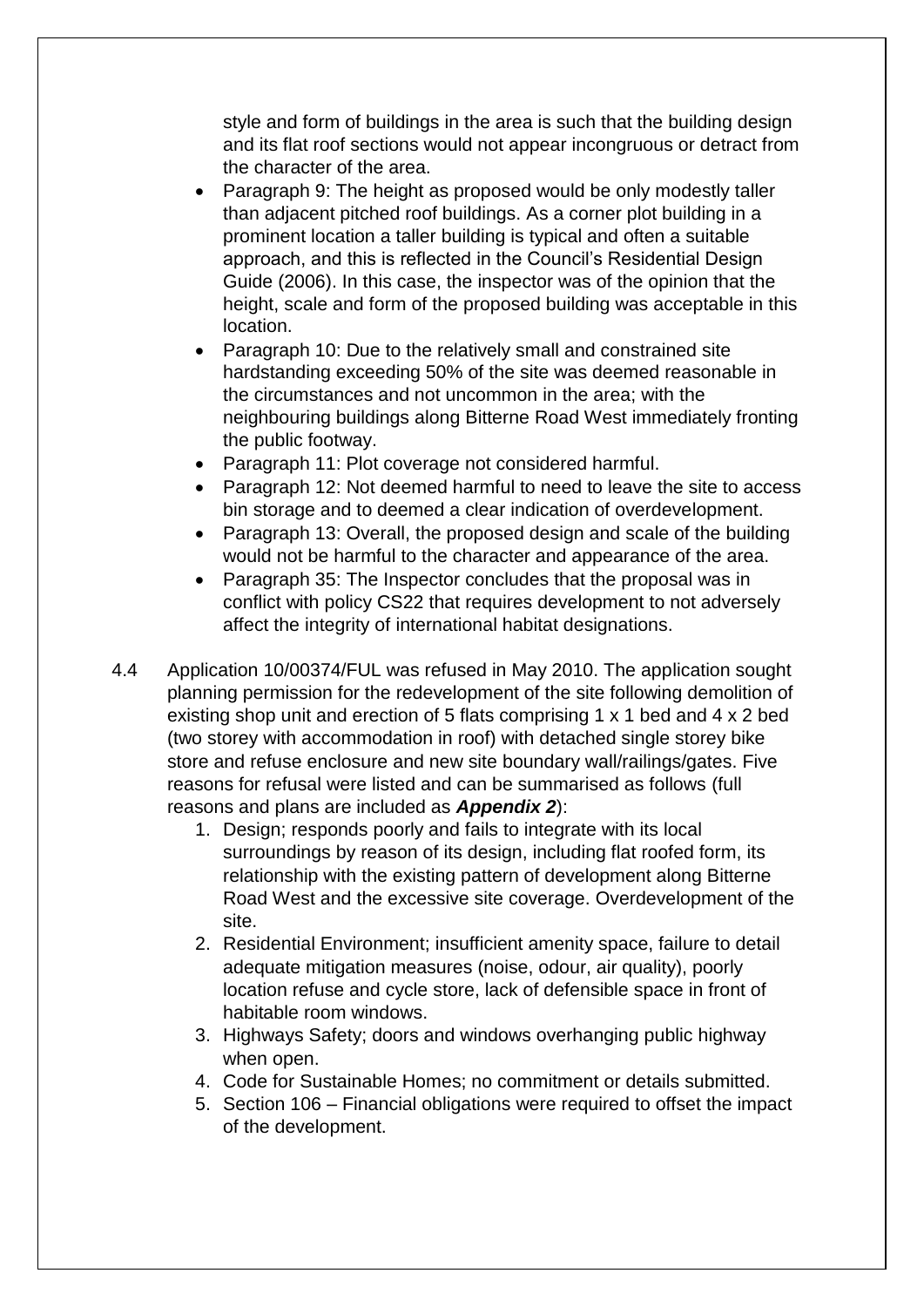style and form of buildings in the area is such that the building design and its flat roof sections would not appear incongruous or detract from the character of the area.

- Paragraph 9: The height as proposed would be only modestly taller than adjacent pitched roof buildings. As a corner plot building in a prominent location a taller building is typical and often a suitable approach, and this is reflected in the Council's Residential Design Guide (2006). In this case, the inspector was of the opinion that the height, scale and form of the proposed building was acceptable in this location.
- Paragraph 10: Due to the relatively small and constrained site hardstanding exceeding 50% of the site was deemed reasonable in the circumstances and not uncommon in the area; with the neighbouring buildings along Bitterne Road West immediately fronting the public footway.
- Paragraph 11: Plot coverage not considered harmful.
- Paragraph 12: Not deemed harmful to need to leave the site to access bin storage and to deemed a clear indication of overdevelopment.
- Paragraph 13: Overall, the proposed design and scale of the building would not be harmful to the character and appearance of the area.
- Paragraph 35: The Inspector concludes that the proposal was in conflict with policy CS22 that requires development to not adversely affect the integrity of international habitat designations.

4.4 Application 10/00374/FUL was refused in May 2010. The application sought planning permission for the redevelopment of the site following demolition of existing shop unit and erection of 5 flats comprising 1 x 1 bed and 4 x 2 bed (two storey with accommodation in roof) with detached single storey bike store and refuse enclosure and new site boundary wall/railings/gates. Five reasons for refusal were listed and can be summarised as follows (full reasons and plans are included as ***Appendix 2***):

1. Design; responds poorly and fails to integrate with its local surroundings by reason of its design, including flat roofed form, its relationship with the existing pattern of development along Bitterne Road West and the excessive site coverage. Overdevelopment of the site.
2. Residential Environment; insufficient amenity space, failure to detail adequate mitigation measures (noise, odour, air quality), poorly location refuse and cycle store, lack of defensible space in front of habitable room windows.
3. Highways Safety; doors and windows overhanging public highway when open.
4. Code for Sustainable Homes; no commitment or details submitted.
5. Section 106 – Financial obligations were required to offset the impact of the development.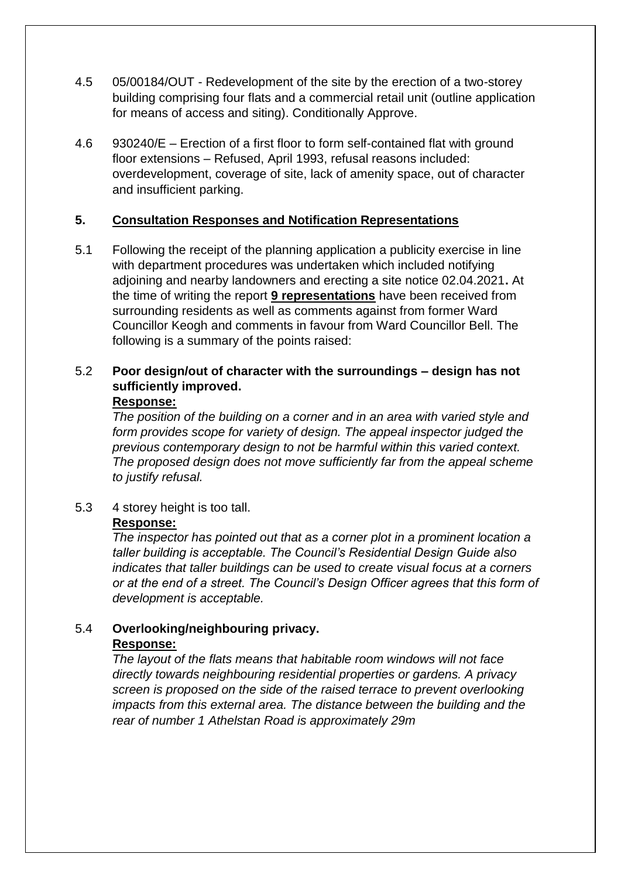4.5 05/00184/OUT - Redevelopment of the site by the erection of a two-storey building comprising four flats and a commercial retail unit (outline application for means of access and siting). Conditionally Approve.

4.6 930240/E – Erection of a first floor to form self-contained flat with ground floor extensions – Refused, April 1993, refusal reasons included: overdevelopment, coverage of site, lack of amenity space, out of character and insufficient parking.

## 5. Consultation Responses and Notification Representations

5.1 Following the receipt of the planning application a publicity exercise in line with department procedures was undertaken which included notifying adjoining and nearby landowners and erecting a site notice 02.04.2021**.** At the time of writing the report **9 representations** have been received from surrounding residents as well as comments against from former Ward Councillor Keogh and comments in favour from Ward Councillor Bell. The following is a summary of the points raised:

5.2 **Poor design/out of character with the surroundings – design has not sufficiently improved.**

**Response:**

*The position of the building on a corner and in an area with varied style and form provides scope for variety of design. The appeal inspector judged the previous contemporary design to not be harmful within this varied context. The proposed design does not move sufficiently far from the appeal scheme to justify refusal.*

5.3 4 storey height is too tall.

**Response:**

*The inspector has pointed out that as a corner plot in a prominent location a taller building is acceptable. The Council's Residential Design Guide also indicates that taller buildings can be used to create visual focus at a corners or at the end of a street. The Council's Design Officer agrees that this form of development is acceptable.*

5.4 **Overlooking/neighbouring privacy.**

**Response:**

*The layout of the flats means that habitable room windows will not face directly towards neighbouring residential properties or gardens. A privacy screen is proposed on the side of the raised terrace to prevent overlooking impacts from this external area. The distance between the building and the rear of number 1 Athelstan Road is approximately 29m*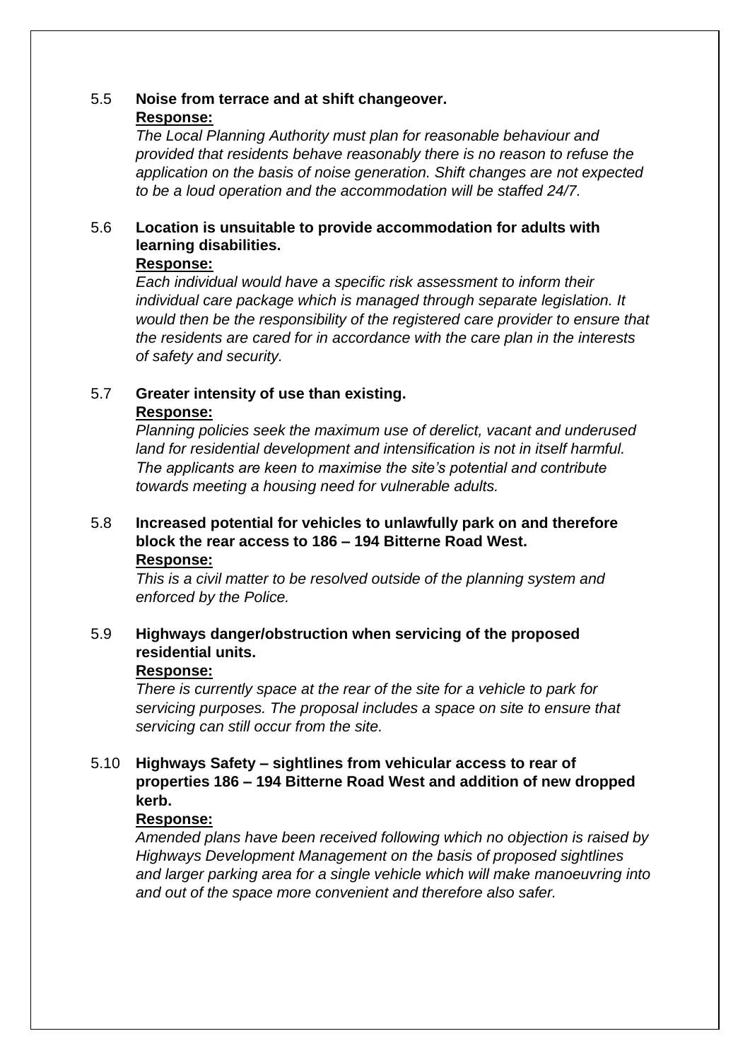5.5 **Noise from terrace and at shift changeover.**

**Response:**

*The Local Planning Authority must plan for reasonable behaviour and provided that residents behave reasonably there is no reason to refuse the application on the basis of noise generation. Shift changes are not expected to be a loud operation and the accommodation will be staffed 24/7.*

5.6 **Location is unsuitable to provide accommodation for adults with learning disabilities.**

**Response:**

*Each individual would have a specific risk assessment to inform their individual care package which is managed through separate legislation. It would then be the responsibility of the registered care provider to ensure that the residents are cared for in accordance with the care plan in the interests of safety and security.*

5.7 **Greater intensity of use than existing.**

**Response:**

*Planning policies seek the maximum use of derelict, vacant and underused land for residential development and intensification is not in itself harmful. The applicants are keen to maximise the site's potential and contribute towards meeting a housing need for vulnerable adults.*

5.8 **Increased potential for vehicles to unlawfully park on and therefore block the rear access to 186 – 194 Bitterne Road West.**

**Response:**

*This is a civil matter to be resolved outside of the planning system and enforced by the Police.*

5.9 **Highways danger/obstruction when servicing of the proposed residential units.**

**Response:**

*There is currently space at the rear of the site for a vehicle to park for servicing purposes. The proposal includes a space on site to ensure that servicing can still occur from the site.*

5.10 **Highways Safety – sightlines from vehicular access to rear of properties 186 – 194 Bitterne Road West and addition of new dropped kerb.**

**Response:**

*Amended plans have been received following which no objection is raised by Highways Development Management on the basis of proposed sightlines and larger parking area for a single vehicle which will make manoeuvring into and out of the space more convenient and therefore also safer.*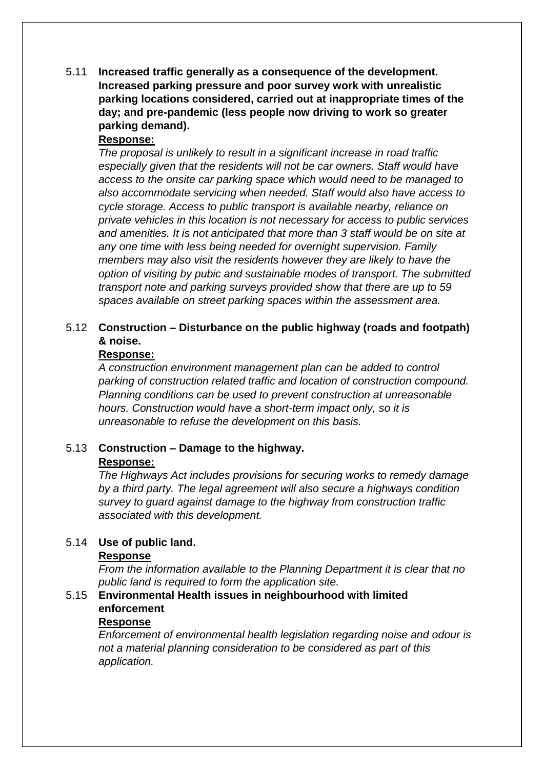5.11 **Increased traffic generally as a consequence of the development. Increased parking pressure and poor survey work with unrealistic parking locations considered, carried out at inappropriate times of the day; and pre-pandemic (less people now driving to work so greater parking demand).**

**Response:**

*The proposal is unlikely to result in a significant increase in road traffic especially given that the residents will not be car owners. Staff would have access to the onsite car parking space which would need to be managed to also accommodate servicing when needed. Staff would also have access to cycle storage. Access to public transport is available nearby, reliance on private vehicles in this location is not necessary for access to public services and amenities. It is not anticipated that more than 3 staff would be on site at any one time with less being needed for overnight supervision. Family members may also visit the residents however they are likely to have the option of visiting by pubic and sustainable modes of transport. The submitted transport note and parking surveys provided show that there are up to 59 spaces available on street parking spaces within the assessment area.*

5.12 **Construction – Disturbance on the public highway (roads and footpath) & noise.**

**Response:**

*A construction environment management plan can be added to control parking of construction related traffic and location of construction compound. Planning conditions can be used to prevent construction at unreasonable hours. Construction would have a short-term impact only, so it is unreasonable to refuse the development on this basis.*

5.13 **Construction – Damage to the highway.**

**Response:**

*The Highways Act includes provisions for securing works to remedy damage by a third party. The legal agreement will also secure a highways condition survey to guard against damage to the highway from construction traffic associated with this development.*

5.14 **Use of public land.**

**Response**

*From the information available to the Planning Department it is clear that no public land is required to form the application site.*

5.15 **Environmental Health issues in neighbourhood with limited enforcement**

**Response**

*Enforcement of environmental health legislation regarding noise and odour is not a material planning consideration to be considered as part of this application.*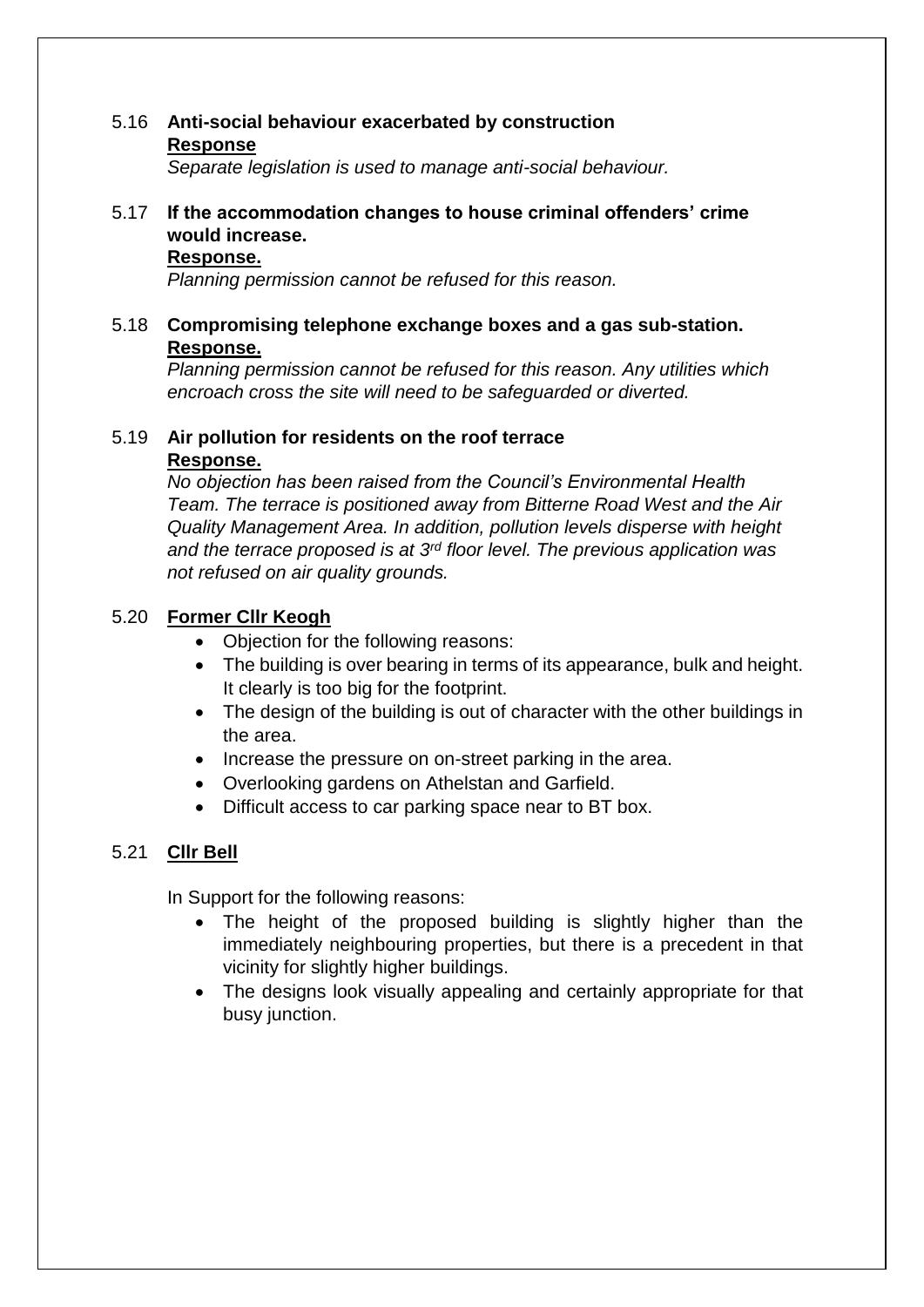5.16 **Anti-social behaviour exacerbated by construction**
**Response**
*Separate legislation is used to manage anti-social behaviour.*

5.17 **If the accommodation changes to house criminal offenders' crime would increase.**
**Response.**
*Planning permission cannot be refused for this reason.*

5.18 **Compromising telephone exchange boxes and a gas sub-station.**
**Response.**
*Planning permission cannot be refused for this reason. Any utilities which encroach cross the site will need to be safeguarded or diverted.*

5.19 **Air pollution for residents on the roof terrace**
**Response.**
*No objection has been raised from the Council's Environmental Health Team. The terrace is positioned away from Bitterne Road West and the Air Quality Management Area. In addition, pollution levels disperse with height and the terrace proposed is at 3rd floor level. The previous application was not refused on air quality grounds.*

5.20 **Former Cllr Keogh**

- Objection for the following reasons:
- The building is over bearing in terms of its appearance, bulk and height. It clearly is too big for the footprint.
- The design of the building is out of character with the other buildings in the area.
- Increase the pressure on on-street parking in the area.
- Overlooking gardens on Athelstan and Garfield.
- Difficult access to car parking space near to BT box.

5.21 **Cllr Bell**

In Support for the following reasons:

- The height of the proposed building is slightly higher than the immediately neighbouring properties, but there is a precedent in that vicinity for slightly higher buildings.
- The designs look visually appealing and certainly appropriate for that busy junction.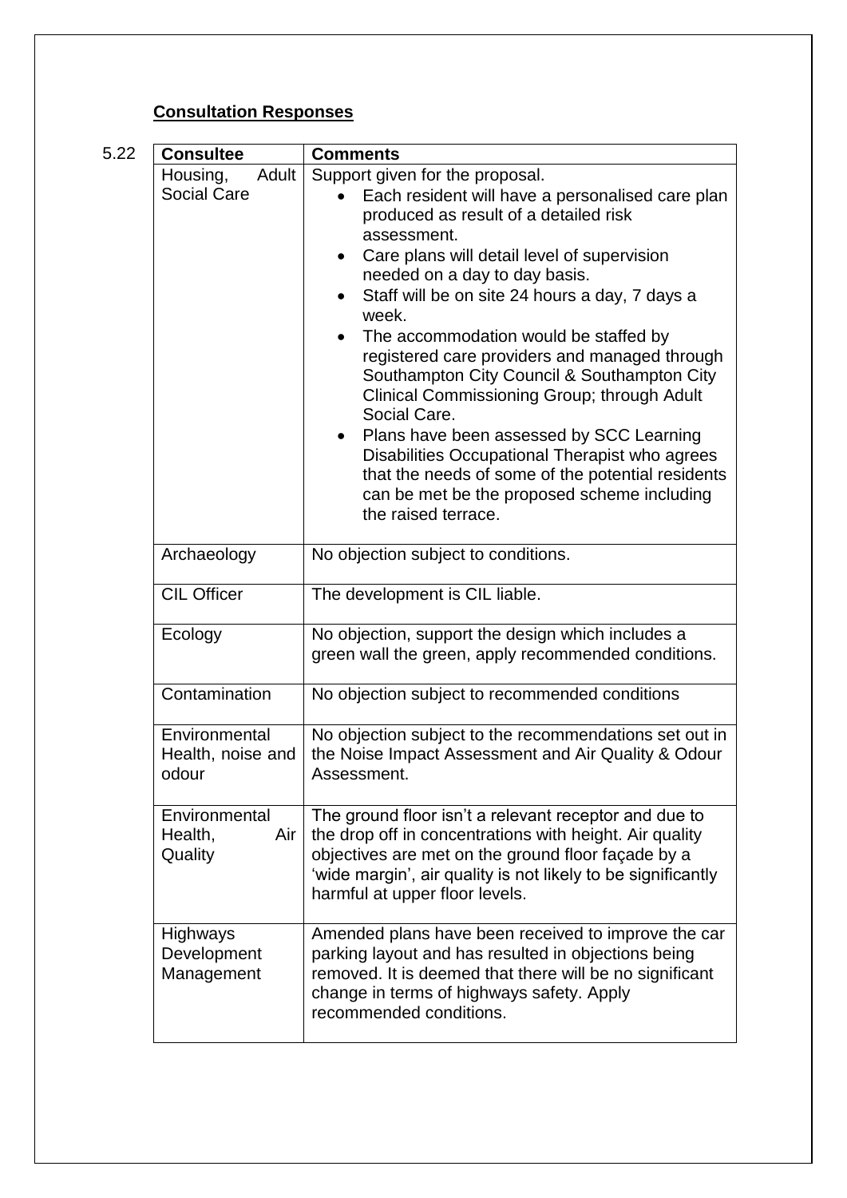## **Consultation Responses**

5.22

| **Consultee** | **Comments** |
|---|---|
| Housing, Adult Social Care | Support given for the proposal.<br>• Each resident will have a personalised care plan produced as result of a detailed risk assessment.<br>• Care plans will detail level of supervision needed on a day to day basis.<br>• Staff will be on site 24 hours a day, 7 days a week.<br>• The accommodation would be staffed by registered care providers and managed through Southampton City Council & Southampton City Clinical Commissioning Group; through Adult Social Care.<br>• Plans have been assessed by SCC Learning Disabilities Occupational Therapist who agrees that the needs of some of the potential residents can be met be the proposed scheme including the raised terrace. |
| Archaeology | No objection subject to conditions. |
| CIL Officer | The development is CIL liable. |
| Ecology | No objection, support the design which includes a green wall the green, apply recommended conditions. |
| Contamination | No objection subject to recommended conditions |
| Environmental Health, noise and odour | No objection subject to the recommendations set out in the Noise Impact Assessment and Air Quality & Odour Assessment. |
| Environmental Health, Air Quality | The ground floor isn't a relevant receptor and due to the drop off in concentrations with height. Air quality objectives are met on the ground floor façade by a 'wide margin', air quality is not likely to be significantly harmful at upper floor levels. |
| Highways Development Management | Amended plans have been received to improve the car parking layout and has resulted in objections being removed. It is deemed that there will be no significant change in terms of highways safety. Apply recommended conditions. |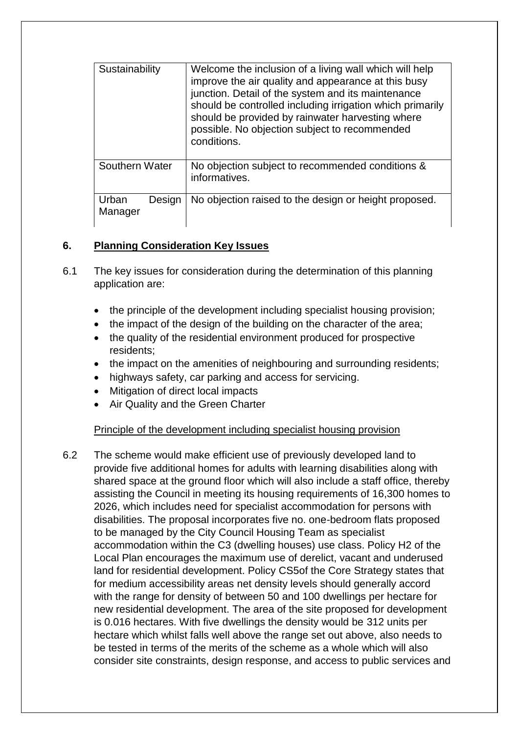| Sustainability | Welcome the inclusion of a living wall which will help improve the air quality and appearance at this busy junction. Detail of the system and its maintenance should be controlled including irrigation which primarily should be provided by rainwater harvesting where possible. No objection subject to recommended conditions. |
| --- | --- |
| Southern Water | No objection subject to recommended conditions & informatives. |
| Urban Design Manager | No objection raised to the design or height proposed. |

## 6. Planning Consideration Key Issues

6.1 The key issues for consideration during the determination of this planning application are:

- the principle of the development including specialist housing provision;
- the impact of the design of the building on the character of the area;
- the quality of the residential environment produced for prospective residents;
- the impact on the amenities of neighbouring and surrounding residents;
- highways safety, car parking and access for servicing.
- Mitigation of direct local impacts
- Air Quality and the Green Charter

Principle of the development including specialist housing provision

6.2 The scheme would make efficient use of previously developed land to provide five additional homes for adults with learning disabilities along with shared space at the ground floor which will also include a staff office, thereby assisting the Council in meeting its housing requirements of 16,300 homes to 2026, which includes need for specialist accommodation for persons with disabilities. The proposal incorporates five no. one-bedroom flats proposed to be managed by the City Council Housing Team as specialist accommodation within the C3 (dwelling houses) use class. Policy H2 of the Local Plan encourages the maximum use of derelict, vacant and underused land for residential development. Policy CS5of the Core Strategy states that for medium accessibility areas net density levels should generally accord with the range for density of between 50 and 100 dwellings per hectare for new residential development. The area of the site proposed for development is 0.016 hectares. With five dwellings the density would be 312 units per hectare which whilst falls well above the range set out above, also needs to be tested in terms of the merits of the scheme as a whole which will also consider site constraints, design response, and access to public services and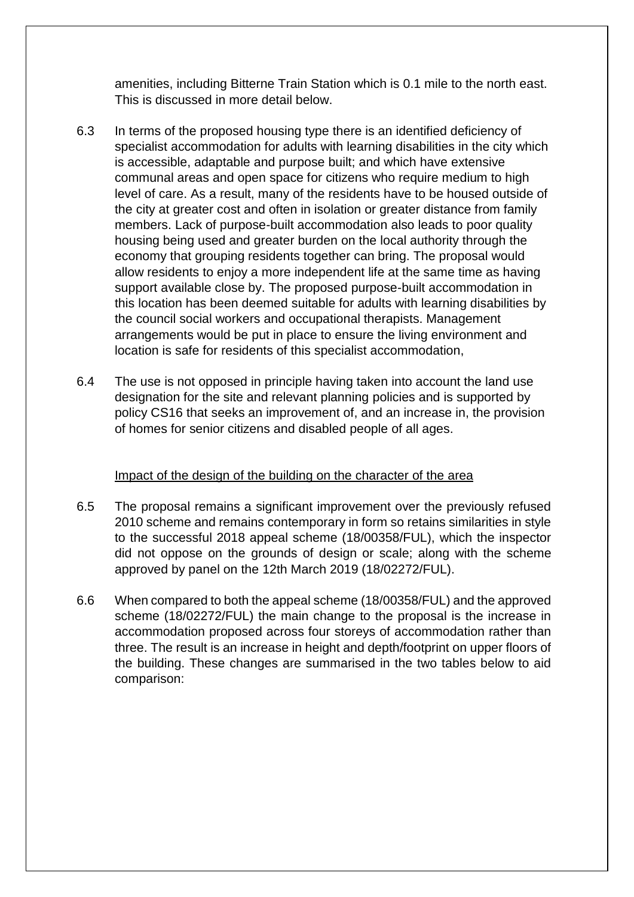amenities, including Bitterne Train Station which is 0.1 mile to the north east. This is discussed in more detail below.

6.3 In terms of the proposed housing type there is an identified deficiency of specialist accommodation for adults with learning disabilities in the city which is accessible, adaptable and purpose built; and which have extensive communal areas and open space for citizens who require medium to high level of care. As a result, many of the residents have to be housed outside of the city at greater cost and often in isolation or greater distance from family members. Lack of purpose-built accommodation also leads to poor quality housing being used and greater burden on the local authority through the economy that grouping residents together can bring. The proposal would allow residents to enjoy a more independent life at the same time as having support available close by. The proposed purpose-built accommodation in this location has been deemed suitable for adults with learning disabilities by the council social workers and occupational therapists. Management arrangements would be put in place to ensure the living environment and location is safe for residents of this specialist accommodation,

6.4 The use is not opposed in principle having taken into account the land use designation for the site and relevant planning policies and is supported by policy CS16 that seeks an improvement of, and an increase in, the provision of homes for senior citizens and disabled people of all ages.

<u>Impact of the design of the building on the character of the area</u>

6.5 The proposal remains a significant improvement over the previously refused 2010 scheme and remains contemporary in form so retains similarities in style to the successful 2018 appeal scheme (18/00358/FUL), which the inspector did not oppose on the grounds of design or scale; along with the scheme approved by panel on the 12th March 2019 (18/02272/FUL).

6.6 When compared to both the appeal scheme (18/00358/FUL) and the approved scheme (18/02272/FUL) the main change to the proposal is the increase in accommodation proposed across four storeys of accommodation rather than three. The result is an increase in height and depth/footprint on upper floors of the building. These changes are summarised in the two tables below to aid comparison: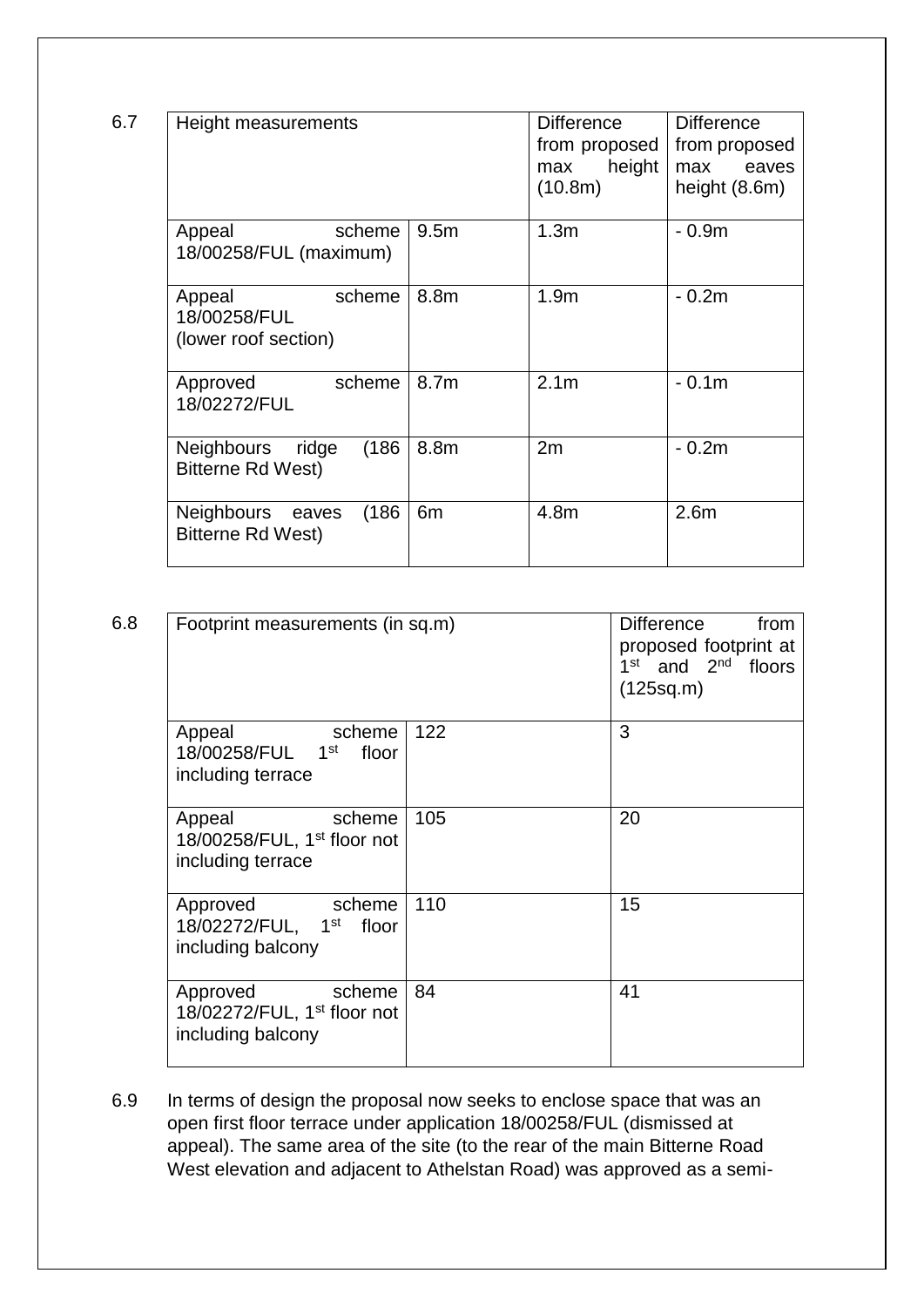6.7

| Height measurements | | Difference from proposed max height (10.8m) | Difference from proposed max eaves height (8.6m) |
|---|---|---|---|
| Appeal scheme 18/00258/FUL (maximum) | 9.5m | 1.3m | - 0.9m |
| Appeal scheme 18/00258/FUL (lower roof section) | 8.8m | 1.9m | - 0.2m |
| Approved scheme 18/02272/FUL | 8.7m | 2.1m | - 0.1m |
| Neighbours ridge (186 Bitterne Rd West) | 8.8m | 2m | - 0.2m |
| Neighbours eaves (186 Bitterne Rd West) | 6m | 4.8m | 2.6m |

6.8

| Footprint measurements (in sq.m) | | Difference from proposed footprint at 1st and 2nd floors (125sq.m) |
|---|---|---|
| Appeal scheme 18/00258/FUL 1st floor including terrace | 122 | 3 |
| Appeal scheme 18/00258/FUL, 1st floor not including terrace | 105 | 20 |
| Approved scheme 18/02272/FUL, 1st floor including balcony | 110 | 15 |
| Approved scheme 18/02272/FUL, 1st floor not including balcony | 84 | 41 |

6.9 In terms of design the proposal now seeks to enclose space that was an open first floor terrace under application 18/00258/FUL (dismissed at appeal). The same area of the site (to the rear of the main Bitterne Road West elevation and adjacent to Athelstan Road) was approved as a semi-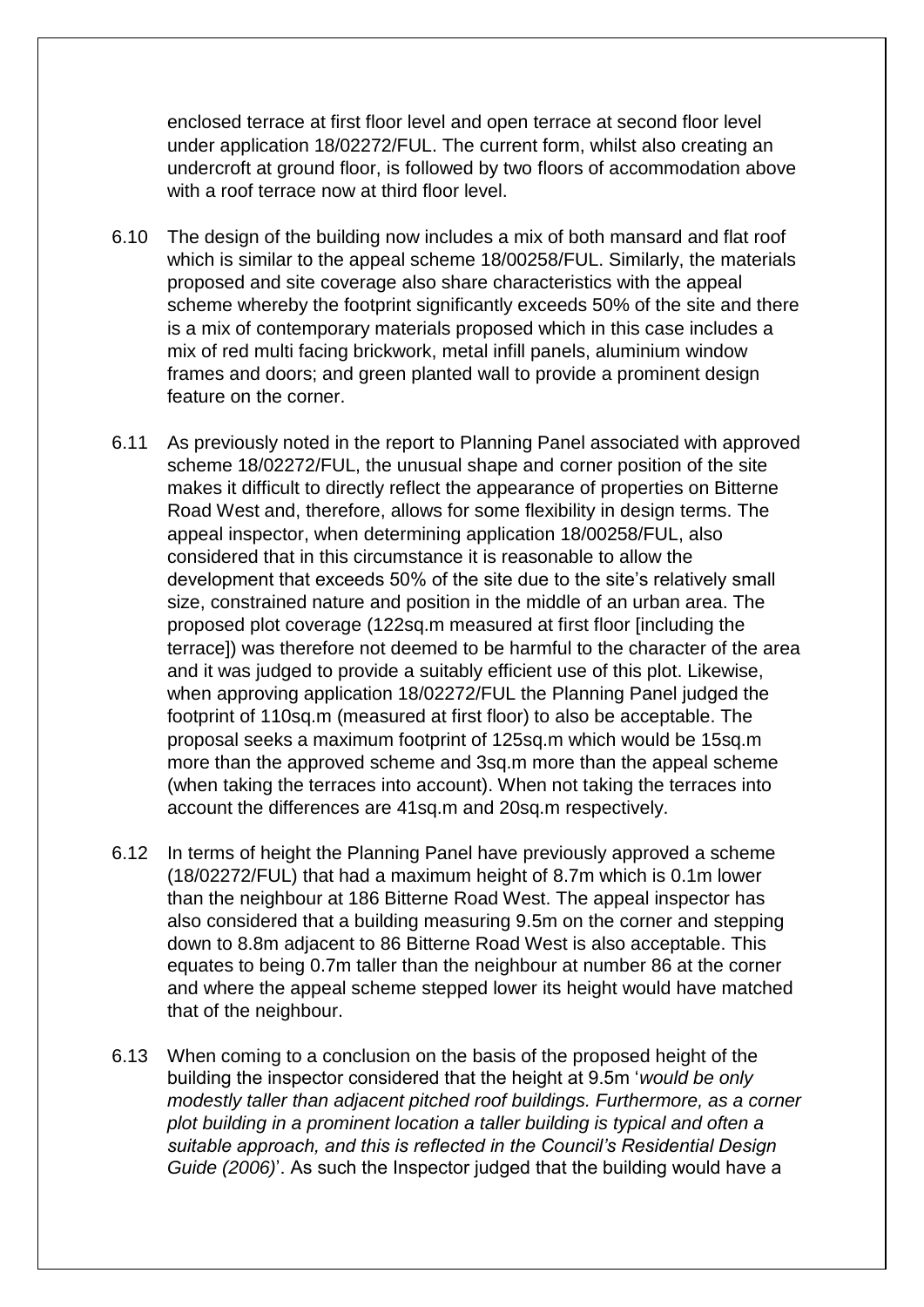enclosed terrace at first floor level and open terrace at second floor level under application 18/02272/FUL. The current form, whilst also creating an undercroft at ground floor, is followed by two floors of accommodation above with a roof terrace now at third floor level.

6.10 The design of the building now includes a mix of both mansard and flat roof which is similar to the appeal scheme 18/00258/FUL. Similarly, the materials proposed and site coverage also share characteristics with the appeal scheme whereby the footprint significantly exceeds 50% of the site and there is a mix of contemporary materials proposed which in this case includes a mix of red multi facing brickwork, metal infill panels, aluminium window frames and doors; and green planted wall to provide a prominent design feature on the corner.

6.11 As previously noted in the report to Planning Panel associated with approved scheme 18/02272/FUL, the unusual shape and corner position of the site makes it difficult to directly reflect the appearance of properties on Bitterne Road West and, therefore, allows for some flexibility in design terms. The appeal inspector, when determining application 18/00258/FUL, also considered that in this circumstance it is reasonable to allow the development that exceeds 50% of the site due to the site's relatively small size, constrained nature and position in the middle of an urban area. The proposed plot coverage (122sq.m measured at first floor [including the terrace]) was therefore not deemed to be harmful to the character of the area and it was judged to provide a suitably efficient use of this plot. Likewise, when approving application 18/02272/FUL the Planning Panel judged the footprint of 110sq.m (measured at first floor) to also be acceptable. The proposal seeks a maximum footprint of 125sq.m which would be 15sq.m more than the approved scheme and 3sq.m more than the appeal scheme (when taking the terraces into account). When not taking the terraces into account the differences are 41sq.m and 20sq.m respectively.

6.12 In terms of height the Planning Panel have previously approved a scheme (18/02272/FUL) that had a maximum height of 8.7m which is 0.1m lower than the neighbour at 186 Bitterne Road West. The appeal inspector has also considered that a building measuring 9.5m on the corner and stepping down to 8.8m adjacent to 86 Bitterne Road West is also acceptable. This equates to being 0.7m taller than the neighbour at number 86 at the corner and where the appeal scheme stepped lower its height would have matched that of the neighbour.

6.13 When coming to a conclusion on the basis of the proposed height of the building the inspector considered that the height at 9.5m '*would be only modestly taller than adjacent pitched roof buildings. Furthermore, as a corner plot building in a prominent location a taller building is typical and often a suitable approach, and this is reflected in the Council's Residential Design Guide (2006)*'. As such the Inspector judged that the building would have a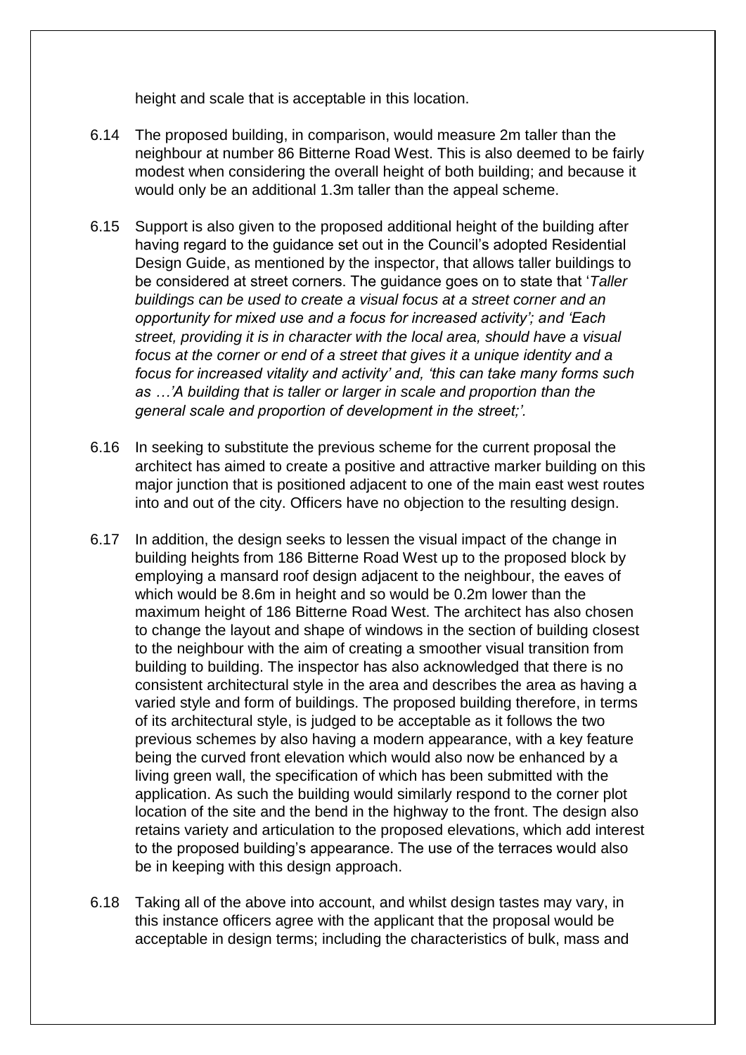height and scale that is acceptable in this location.

6.14 The proposed building, in comparison, would measure 2m taller than the neighbour at number 86 Bitterne Road West. This is also deemed to be fairly modest when considering the overall height of both building; and because it would only be an additional 1.3m taller than the appeal scheme.

6.15 Support is also given to the proposed additional height of the building after having regard to the guidance set out in the Council's adopted Residential Design Guide, as mentioned by the inspector, that allows taller buildings to be considered at street corners. The guidance goes on to state that '*Taller buildings can be used to create a visual focus at a street corner and an opportunity for mixed use and a focus for increased activity'; and 'Each street, providing it is in character with the local area, should have a visual focus at the corner or end of a street that gives it a unique identity and a focus for increased vitality and activity' and, 'this can take many forms such as …'A building that is taller or larger in scale and proportion than the general scale and proportion of development in the street;'.*

6.16 In seeking to substitute the previous scheme for the current proposal the architect has aimed to create a positive and attractive marker building on this major junction that is positioned adjacent to one of the main east west routes into and out of the city. Officers have no objection to the resulting design.

6.17 In addition, the design seeks to lessen the visual impact of the change in building heights from 186 Bitterne Road West up to the proposed block by employing a mansard roof design adjacent to the neighbour, the eaves of which would be 8.6m in height and so would be 0.2m lower than the maximum height of 186 Bitterne Road West. The architect has also chosen to change the layout and shape of windows in the section of building closest to the neighbour with the aim of creating a smoother visual transition from building to building. The inspector has also acknowledged that there is no consistent architectural style in the area and describes the area as having a varied style and form of buildings. The proposed building therefore, in terms of its architectural style, is judged to be acceptable as it follows the two previous schemes by also having a modern appearance, with a key feature being the curved front elevation which would also now be enhanced by a living green wall, the specification of which has been submitted with the application. As such the building would similarly respond to the corner plot location of the site and the bend in the highway to the front. The design also retains variety and articulation to the proposed elevations, which add interest to the proposed building's appearance. The use of the terraces would also be in keeping with this design approach.

6.18 Taking all of the above into account, and whilst design tastes may vary, in this instance officers agree with the applicant that the proposal would be acceptable in design terms; including the characteristics of bulk, mass and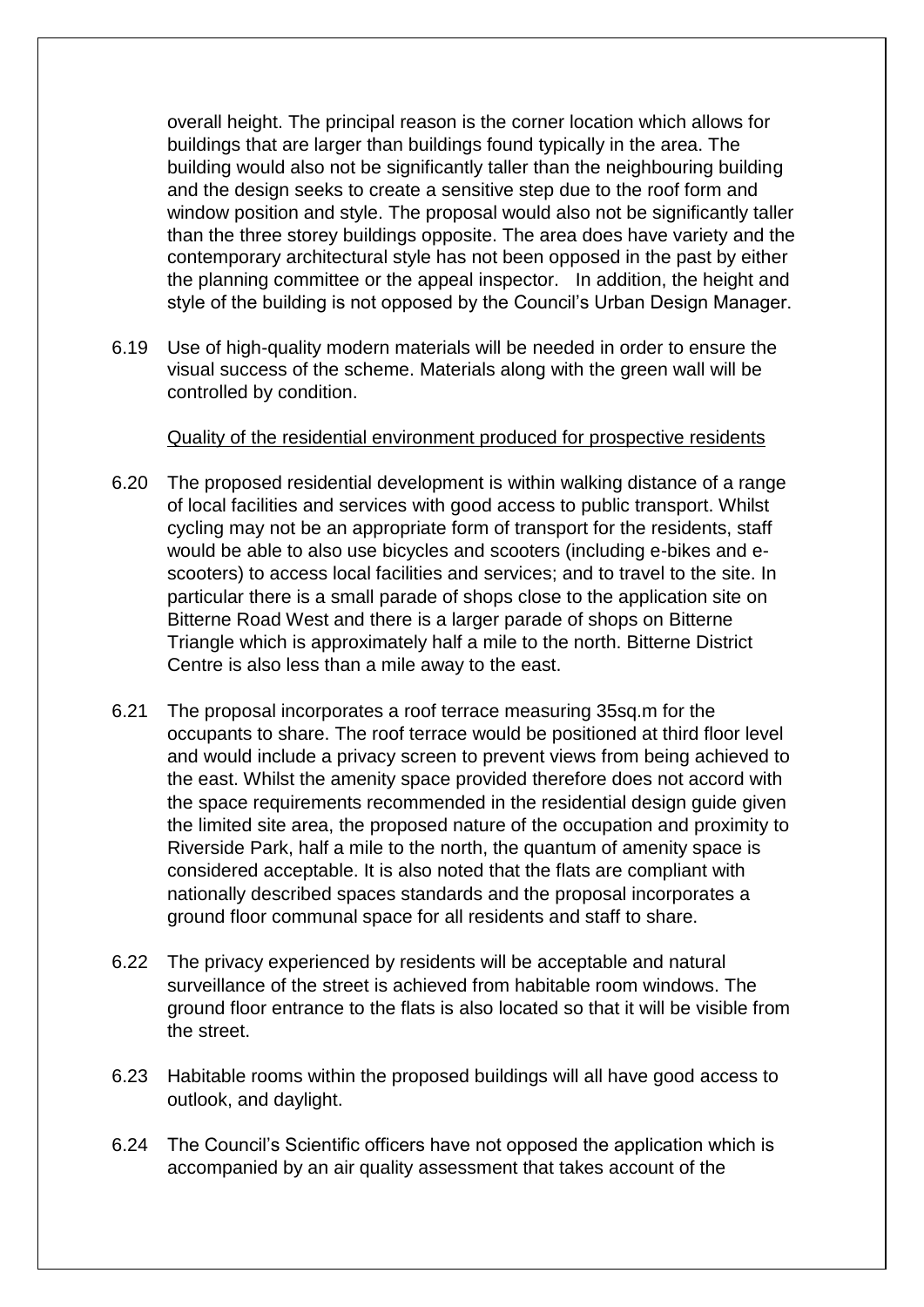overall height. The principal reason is the corner location which allows for buildings that are larger than buildings found typically in the area. The building would also not be significantly taller than the neighbouring building and the design seeks to create a sensitive step due to the roof form and window position and style. The proposal would also not be significantly taller than the three storey buildings opposite. The area does have variety and the contemporary architectural style has not been opposed in the past by either the planning committee or the appeal inspector. In addition, the height and style of the building is not opposed by the Council's Urban Design Manager.

6.19 Use of high-quality modern materials will be needed in order to ensure the visual success of the scheme. Materials along with the green wall will be controlled by condition.

<u>Quality of the residential environment produced for prospective residents</u>

6.20 The proposed residential development is within walking distance of a range of local facilities and services with good access to public transport. Whilst cycling may not be an appropriate form of transport for the residents, staff would be able to also use bicycles and scooters (including e-bikes and e-scooters) to access local facilities and services; and to travel to the site. In particular there is a small parade of shops close to the application site on Bitterne Road West and there is a larger parade of shops on Bitterne Triangle which is approximately half a mile to the north. Bitterne District Centre is also less than a mile away to the east.

6.21 The proposal incorporates a roof terrace measuring 35sq.m for the occupants to share. The roof terrace would be positioned at third floor level and would include a privacy screen to prevent views from being achieved to the east. Whilst the amenity space provided therefore does not accord with the space requirements recommended in the residential design guide given the limited site area, the proposed nature of the occupation and proximity to Riverside Park, half a mile to the north, the quantum of amenity space is considered acceptable. It is also noted that the flats are compliant with nationally described spaces standards and the proposal incorporates a ground floor communal space for all residents and staff to share.

6.22 The privacy experienced by residents will be acceptable and natural surveillance of the street is achieved from habitable room windows. The ground floor entrance to the flats is also located so that it will be visible from the street.

6.23 Habitable rooms within the proposed buildings will all have good access to outlook, and daylight.

6.24 The Council's Scientific officers have not opposed the application which is accompanied by an air quality assessment that takes account of the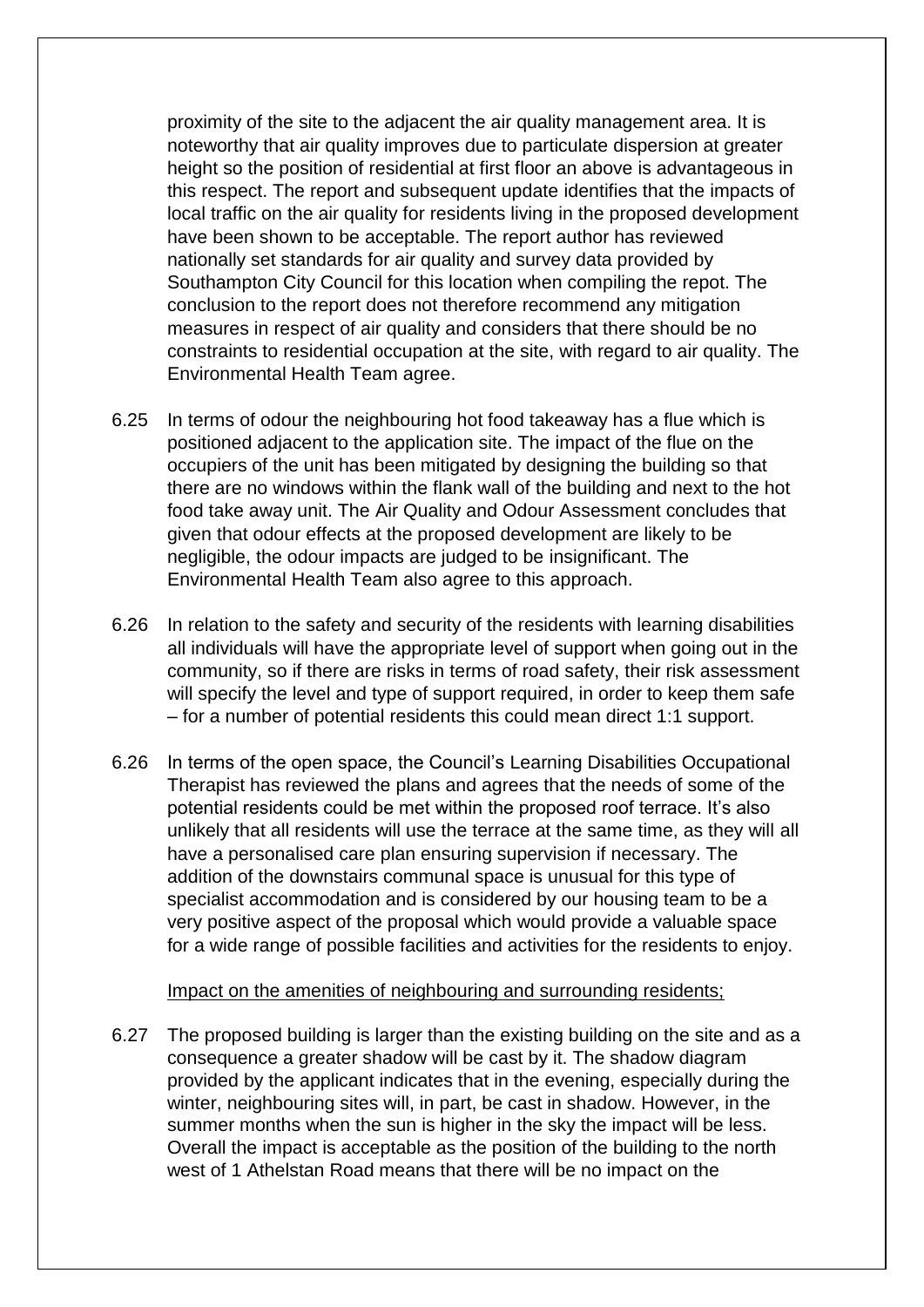proximity of the site to the adjacent the air quality management area. It is noteworthy that air quality improves due to particulate dispersion at greater height so the position of residential at first floor an above is advantageous in this respect. The report and subsequent update identifies that the impacts of local traffic on the air quality for residents living in the proposed development have been shown to be acceptable. The report author has reviewed nationally set standards for air quality and survey data provided by Southampton City Council for this location when compiling the repot. The conclusion to the report does not therefore recommend any mitigation measures in respect of air quality and considers that there should be no constraints to residential occupation at the site, with regard to air quality. The Environmental Health Team agree.

6.25 In terms of odour the neighbouring hot food takeaway has a flue which is positioned adjacent to the application site. The impact of the flue on the occupiers of the unit has been mitigated by designing the building so that there are no windows within the flank wall of the building and next to the hot food take away unit. The Air Quality and Odour Assessment concludes that given that odour effects at the proposed development are likely to be negligible, the odour impacts are judged to be insignificant. The Environmental Health Team also agree to this approach.

6.26 In relation to the safety and security of the residents with learning disabilities all individuals will have the appropriate level of support when going out in the community, so if there are risks in terms of road safety, their risk assessment will specify the level and type of support required, in order to keep them safe – for a number of potential residents this could mean direct 1:1 support.

6.26 In terms of the open space, the Council's Learning Disabilities Occupational Therapist has reviewed the plans and agrees that the needs of some of the potential residents could be met within the proposed roof terrace. It's also unlikely that all residents will use the terrace at the same time, as they will all have a personalised care plan ensuring supervision if necessary. The addition of the downstairs communal space is unusual for this type of specialist accommodation and is considered by our housing team to be a very positive aspect of the proposal which would provide a valuable space for a wide range of possible facilities and activities for the residents to enjoy.

<u>Impact on the amenities of neighbouring and surrounding residents;</u>

6.27 The proposed building is larger than the existing building on the site and as a consequence a greater shadow will be cast by it. The shadow diagram provided by the applicant indicates that in the evening, especially during the winter, neighbouring sites will, in part, be cast in shadow. However, in the summer months when the sun is higher in the sky the impact will be less. Overall the impact is acceptable as the position of the building to the north west of 1 Athelstan Road means that there will be no impact on the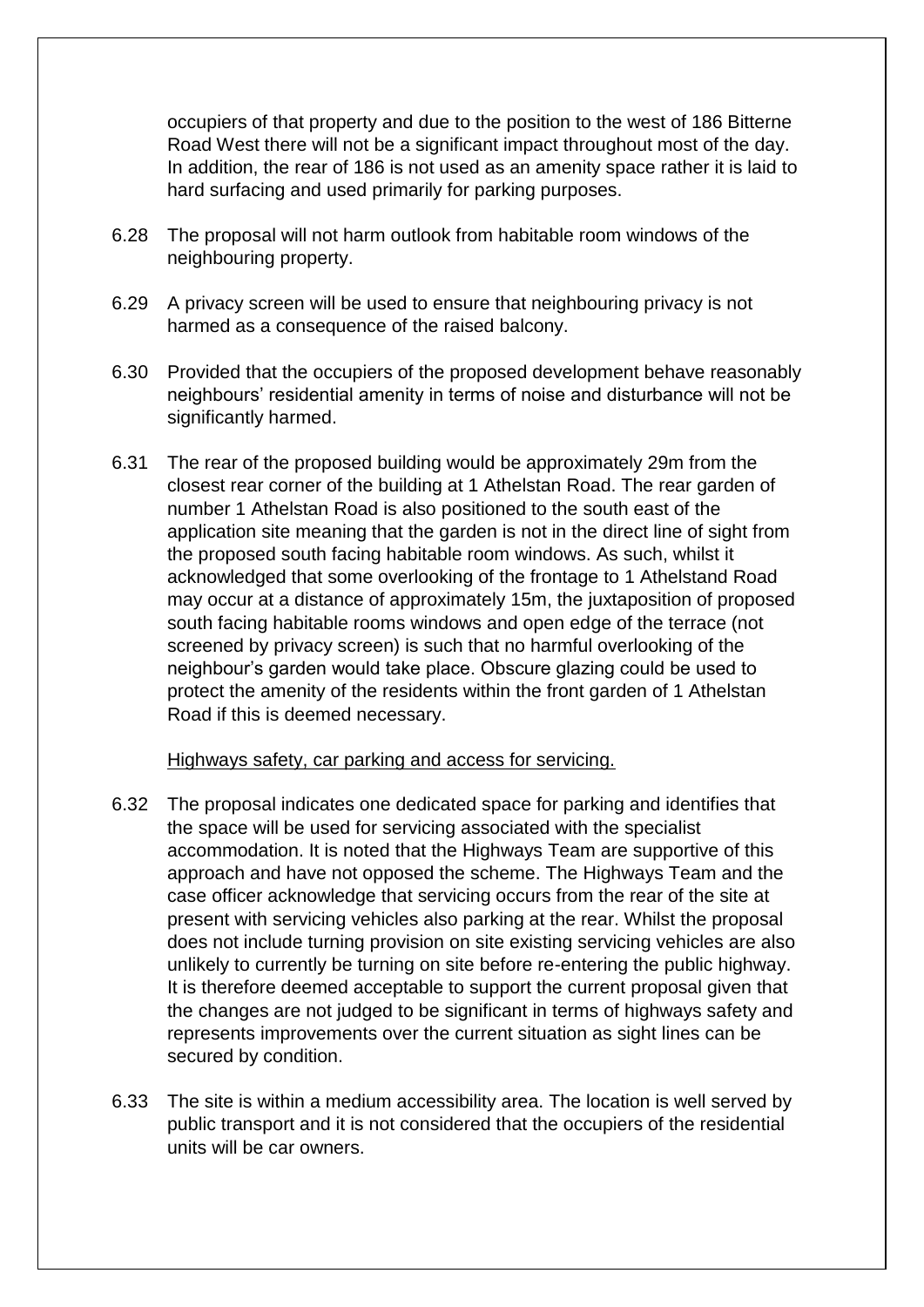occupiers of that property and due to the position to the west of 186 Bitterne Road West there will not be a significant impact throughout most of the day. In addition, the rear of 186 is not used as an amenity space rather it is laid to hard surfacing and used primarily for parking purposes.

6.28 The proposal will not harm outlook from habitable room windows of the neighbouring property.

6.29 A privacy screen will be used to ensure that neighbouring privacy is not harmed as a consequence of the raised balcony.

6.30 Provided that the occupiers of the proposed development behave reasonably neighbours' residential amenity in terms of noise and disturbance will not be significantly harmed.

6.31 The rear of the proposed building would be approximately 29m from the closest rear corner of the building at 1 Athelstan Road. The rear garden of number 1 Athelstan Road is also positioned to the south east of the application site meaning that the garden is not in the direct line of sight from the proposed south facing habitable room windows. As such, whilst it acknowledged that some overlooking of the frontage to 1 Athelstand Road may occur at a distance of approximately 15m, the juxtaposition of proposed south facing habitable rooms windows and open edge of the terrace (not screened by privacy screen) is such that no harmful overlooking of the neighbour's garden would take place. Obscure glazing could be used to protect the amenity of the residents within the front garden of 1 Athelstan Road if this is deemed necessary.

<u>Highways safety, car parking and access for servicing.</u>

6.32 The proposal indicates one dedicated space for parking and identifies that the space will be used for servicing associated with the specialist accommodation. It is noted that the Highways Team are supportive of this approach and have not opposed the scheme. The Highways Team and the case officer acknowledge that servicing occurs from the rear of the site at present with servicing vehicles also parking at the rear. Whilst the proposal does not include turning provision on site existing servicing vehicles are also unlikely to currently be turning on site before re-entering the public highway. It is therefore deemed acceptable to support the current proposal given that the changes are not judged to be significant in terms of highways safety and represents improvements over the current situation as sight lines can be secured by condition.

6.33 The site is within a medium accessibility area. The location is well served by public transport and it is not considered that the occupiers of the residential units will be car owners.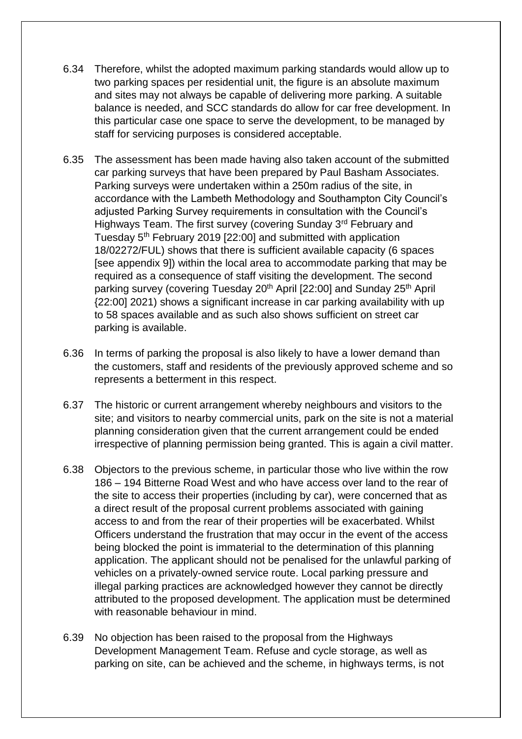6.34 Therefore, whilst the adopted maximum parking standards would allow up to two parking spaces per residential unit, the figure is an absolute maximum and sites may not always be capable of delivering more parking. A suitable balance is needed, and SCC standards do allow for car free development. In this particular case one space to serve the development, to be managed by staff for servicing purposes is considered acceptable.

6.35 The assessment has been made having also taken account of the submitted car parking surveys that have been prepared by Paul Basham Associates. Parking surveys were undertaken within a 250m radius of the site, in accordance with the Lambeth Methodology and Southampton City Council's adjusted Parking Survey requirements in consultation with the Council's Highways Team. The first survey (covering Sunday 3rd February and Tuesday 5th February 2019 [22:00] and submitted with application 18/02272/FUL) shows that there is sufficient available capacity (6 spaces [see appendix 9]) within the local area to accommodate parking that may be required as a consequence of staff visiting the development. The second parking survey (covering Tuesday 20th April [22:00] and Sunday 25th April {22:00] 2021) shows a significant increase in car parking availability with up to 58 spaces available and as such also shows sufficient on street car parking is available.

6.36 In terms of parking the proposal is also likely to have a lower demand than the customers, staff and residents of the previously approved scheme and so represents a betterment in this respect.

6.37 The historic or current arrangement whereby neighbours and visitors to the site; and visitors to nearby commercial units, park on the site is not a material planning consideration given that the current arrangement could be ended irrespective of planning permission being granted. This is again a civil matter.

6.38 Objectors to the previous scheme, in particular those who live within the row 186 – 194 Bitterne Road West and who have access over land to the rear of the site to access their properties (including by car), were concerned that as a direct result of the proposal current problems associated with gaining access to and from the rear of their properties will be exacerbated. Whilst Officers understand the frustration that may occur in the event of the access being blocked the point is immaterial to the determination of this planning application. The applicant should not be penalised for the unlawful parking of vehicles on a privately-owned service route. Local parking pressure and illegal parking practices are acknowledged however they cannot be directly attributed to the proposed development. The application must be determined with reasonable behaviour in mind.

6.39 No objection has been raised to the proposal from the Highways Development Management Team. Refuse and cycle storage, as well as parking on site, can be achieved and the scheme, in highways terms, is not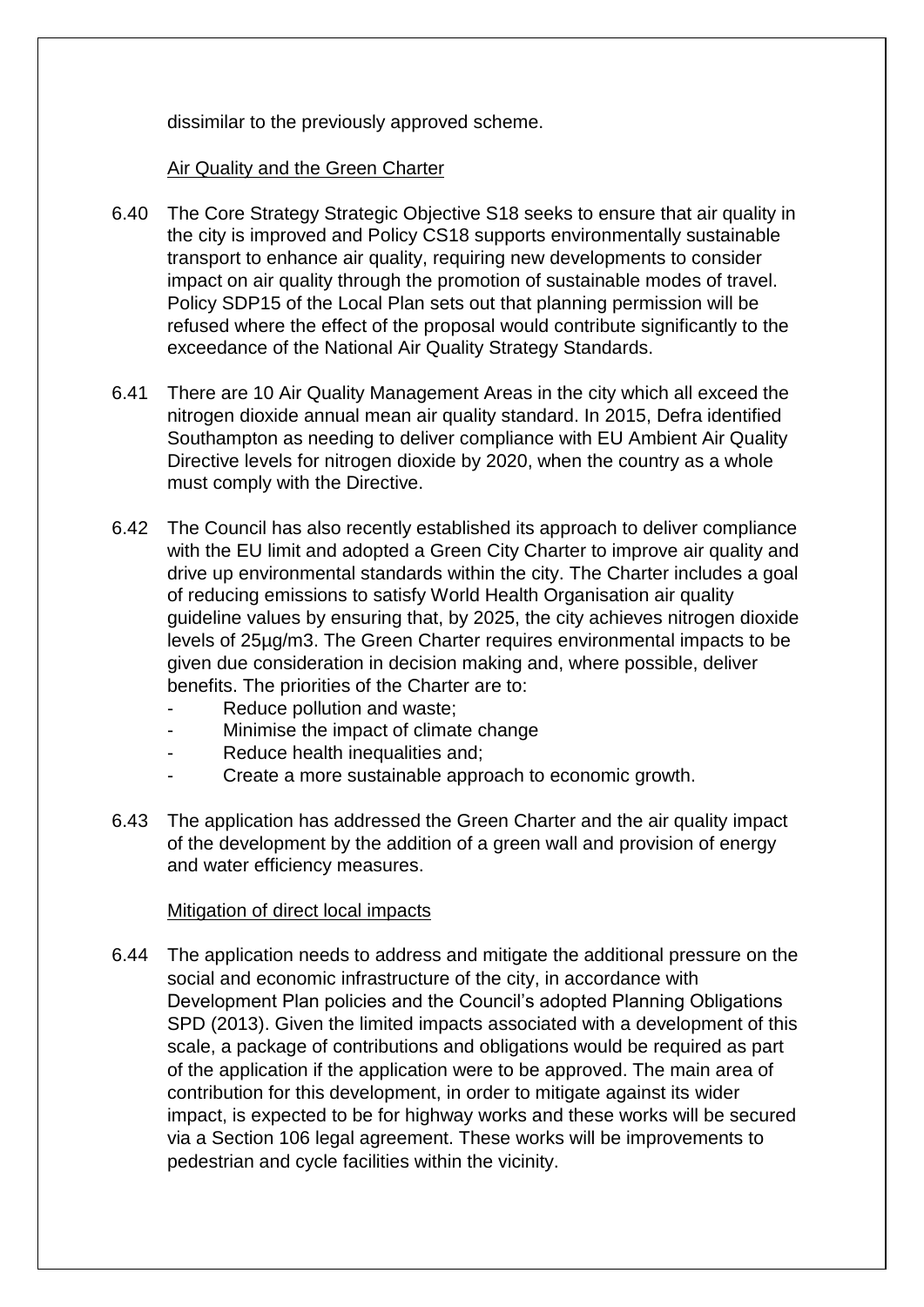dissimilar to the previously approved scheme.

Air Quality and the Green Charter

6.40 The Core Strategy Strategic Objective S18 seeks to ensure that air quality in the city is improved and Policy CS18 supports environmentally sustainable transport to enhance air quality, requiring new developments to consider impact on air quality through the promotion of sustainable modes of travel. Policy SDP15 of the Local Plan sets out that planning permission will be refused where the effect of the proposal would contribute significantly to the exceedance of the National Air Quality Strategy Standards.

6.41 There are 10 Air Quality Management Areas in the city which all exceed the nitrogen dioxide annual mean air quality standard. In 2015, Defra identified Southampton as needing to deliver compliance with EU Ambient Air Quality Directive levels for nitrogen dioxide by 2020, when the country as a whole must comply with the Directive.

6.42 The Council has also recently established its approach to deliver compliance with the EU limit and adopted a Green City Charter to improve air quality and drive up environmental standards within the city. The Charter includes a goal of reducing emissions to satisfy World Health Organisation air quality guideline values by ensuring that, by 2025, the city achieves nitrogen dioxide levels of 25µg/m3. The Green Charter requires environmental impacts to be given due consideration in decision making and, where possible, deliver benefits. The priorities of the Charter are to:

- Reduce pollution and waste;
- Minimise the impact of climate change
- Reduce health inequalities and;
- Create a more sustainable approach to economic growth.

6.43 The application has addressed the Green Charter and the air quality impact of the development by the addition of a green wall and provision of energy and water efficiency measures.

Mitigation of direct local impacts

6.44 The application needs to address and mitigate the additional pressure on the social and economic infrastructure of the city, in accordance with Development Plan policies and the Council's adopted Planning Obligations SPD (2013). Given the limited impacts associated with a development of this scale, a package of contributions and obligations would be required as part of the application if the application were to be approved. The main area of contribution for this development, in order to mitigate against its wider impact, is expected to be for highway works and these works will be secured via a Section 106 legal agreement. These works will be improvements to pedestrian and cycle facilities within the vicinity.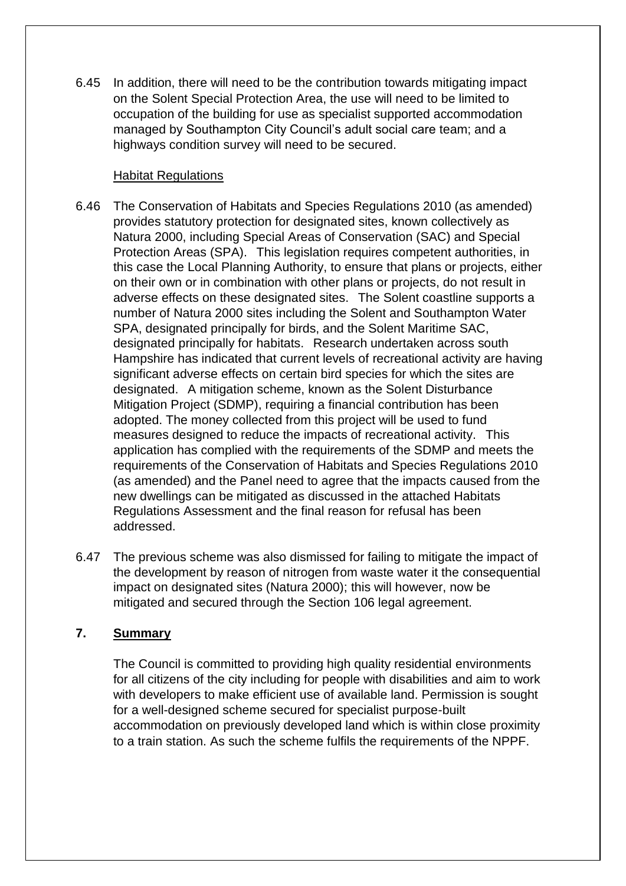6.45 In addition, there will need to be the contribution towards mitigating impact on the Solent Special Protection Area, the use will need to be limited to occupation of the building for use as specialist supported accommodation managed by Southampton City Council's adult social care team; and a highways condition survey will need to be secured.

Habitat Regulations

6.46 The Conservation of Habitats and Species Regulations 2010 (as amended) provides statutory protection for designated sites, known collectively as Natura 2000, including Special Areas of Conservation (SAC) and Special Protection Areas (SPA). This legislation requires competent authorities, in this case the Local Planning Authority, to ensure that plans or projects, either on their own or in combination with other plans or projects, do not result in adverse effects on these designated sites. The Solent coastline supports a number of Natura 2000 sites including the Solent and Southampton Water SPA, designated principally for birds, and the Solent Maritime SAC, designated principally for habitats. Research undertaken across south Hampshire has indicated that current levels of recreational activity are having significant adverse effects on certain bird species for which the sites are designated. A mitigation scheme, known as the Solent Disturbance Mitigation Project (SDMP), requiring a financial contribution has been adopted. The money collected from this project will be used to fund measures designed to reduce the impacts of recreational activity. This application has complied with the requirements of the SDMP and meets the requirements of the Conservation of Habitats and Species Regulations 2010 (as amended) and the Panel need to agree that the impacts caused from the new dwellings can be mitigated as discussed in the attached Habitats Regulations Assessment and the final reason for refusal has been addressed.

6.47 The previous scheme was also dismissed for failing to mitigate the impact of the development by reason of nitrogen from waste water it the consequential impact on designated sites (Natura 2000); this will however, now be mitigated and secured through the Section 106 legal agreement.

## 7. Summary

The Council is committed to providing high quality residential environments for all citizens of the city including for people with disabilities and aim to work with developers to make efficient use of available land. Permission is sought for a well-designed scheme secured for specialist purpose-built accommodation on previously developed land which is within close proximity to a train station. As such the scheme fulfils the requirements of the NPPF.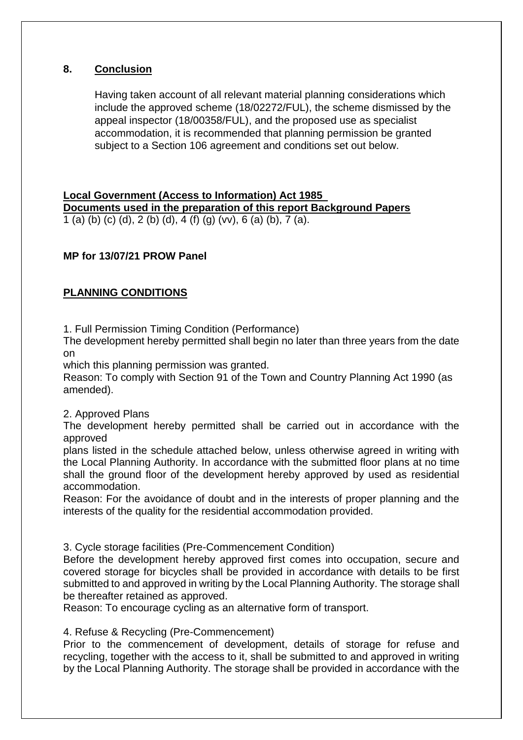## 8. Conclusion

Having taken account of all relevant material planning considerations which include the approved scheme (18/02272/FUL), the scheme dismissed by the appeal inspector (18/00358/FUL), and the proposed use as specialist accommodation, it is recommended that planning permission be granted subject to a Section 106 agreement and conditions set out below.

**Local Government (Access to Information) Act 1985**
**Documents used in the preparation of this report Background Papers**
1 (a) (b) (c) (d), 2 (b) (d), 4 (f) (g) (vv), 6 (a) (b), 7 (a).

**MP for 13/07/21 PROW Panel**

## PLANNING CONDITIONS

1. Full Permission Timing Condition (Performance)
The development hereby permitted shall begin no later than three years from the date on
which this planning permission was granted.
Reason: To comply with Section 91 of the Town and Country Planning Act 1990 (as amended).

2. Approved Plans
The development hereby permitted shall be carried out in accordance with the approved
plans listed in the schedule attached below, unless otherwise agreed in writing with the Local Planning Authority. In accordance with the submitted floor plans at no time shall the ground floor of the development hereby approved by used as residential accommodation.
Reason: For the avoidance of doubt and in the interests of proper planning and the interests of the quality for the residential accommodation provided.

3. Cycle storage facilities (Pre-Commencement Condition)
Before the development hereby approved first comes into occupation, secure and covered storage for bicycles shall be provided in accordance with details to be first submitted to and approved in writing by the Local Planning Authority. The storage shall be thereafter retained as approved.
Reason: To encourage cycling as an alternative form of transport.

4. Refuse & Recycling (Pre-Commencement)
Prior to the commencement of development, details of storage for refuse and recycling, together with the access to it, shall be submitted to and approved in writing by the Local Planning Authority. The storage shall be provided in accordance with the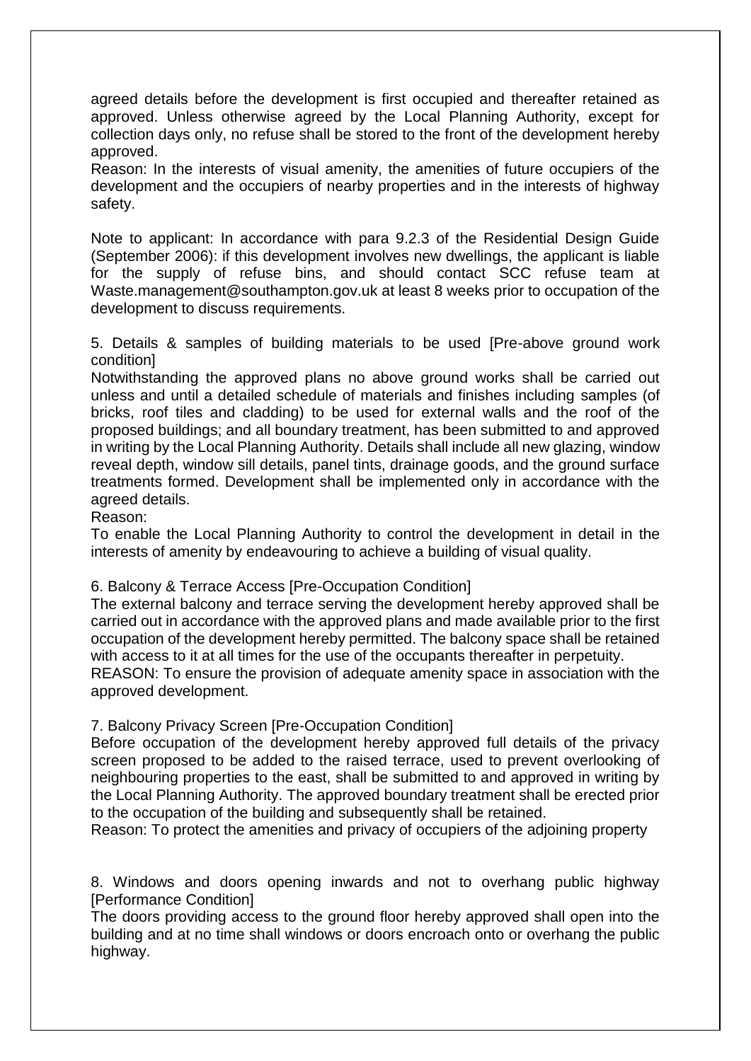agreed details before the development is first occupied and thereafter retained as approved. Unless otherwise agreed by the Local Planning Authority, except for collection days only, no refuse shall be stored to the front of the development hereby approved.
Reason: In the interests of visual amenity, the amenities of future occupiers of the development and the occupiers of nearby properties and in the interests of highway safety.

Note to applicant: In accordance with para 9.2.3 of the Residential Design Guide (September 2006): if this development involves new dwellings, the applicant is liable for the supply of refuse bins, and should contact SCC refuse team at Waste.management@southampton.gov.uk at least 8 weeks prior to occupation of the development to discuss requirements.

5. Details & samples of building materials to be used [Pre-above ground work condition]
Notwithstanding the approved plans no above ground works shall be carried out unless and until a detailed schedule of materials and finishes including samples (of bricks, roof tiles and cladding) to be used for external walls and the roof of the proposed buildings; and all boundary treatment, has been submitted to and approved in writing by the Local Planning Authority. Details shall include all new glazing, window reveal depth, window sill details, panel tints, drainage goods, and the ground surface treatments formed. Development shall be implemented only in accordance with the agreed details.
Reason:
To enable the Local Planning Authority to control the development in detail in the interests of amenity by endeavouring to achieve a building of visual quality.

6. Balcony & Terrace Access [Pre-Occupation Condition]
The external balcony and terrace serving the development hereby approved shall be carried out in accordance with the approved plans and made available prior to the first occupation of the development hereby permitted. The balcony space shall be retained with access to it at all times for the use of the occupants thereafter in perpetuity.
REASON: To ensure the provision of adequate amenity space in association with the approved development.

7. Balcony Privacy Screen [Pre-Occupation Condition]
Before occupation of the development hereby approved full details of the privacy screen proposed to be added to the raised terrace, used to prevent overlooking of neighbouring properties to the east, shall be submitted to and approved in writing by the Local Planning Authority. The approved boundary treatment shall be erected prior to the occupation of the building and subsequently shall be retained.
Reason: To protect the amenities and privacy of occupiers of the adjoining property

8. Windows and doors opening inwards and not to overhang public highway [Performance Condition]
The doors providing access to the ground floor hereby approved shall open into the building and at no time shall windows or doors encroach onto or overhang the public highway.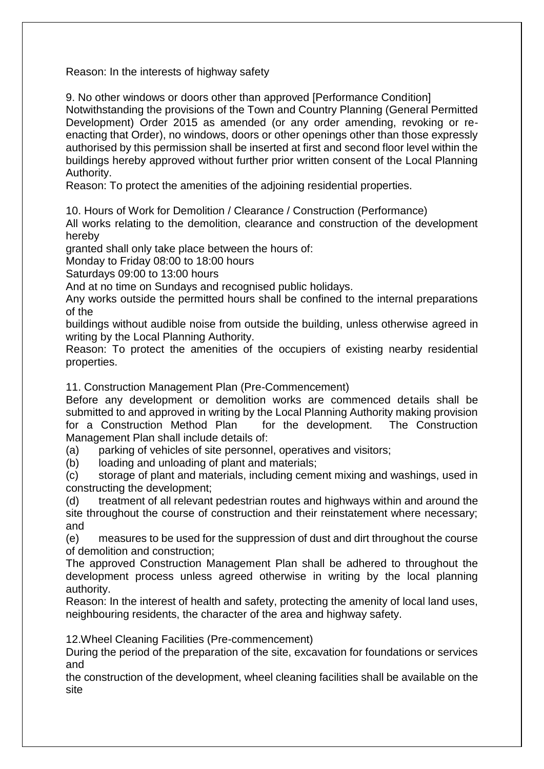Reason: In the interests of highway safety

9. No other windows or doors other than approved [Performance Condition]
Notwithstanding the provisions of the Town and Country Planning (General Permitted Development) Order 2015 as amended (or any order amending, revoking or re-enacting that Order), no windows, doors or other openings other than those expressly authorised by this permission shall be inserted at first and second floor level within the buildings hereby approved without further prior written consent of the Local Planning Authority.
Reason: To protect the amenities of the adjoining residential properties.

10. Hours of Work for Demolition / Clearance / Construction (Performance)
All works relating to the demolition, clearance and construction of the development hereby
granted shall only take place between the hours of:
Monday to Friday 08:00 to 18:00 hours
Saturdays 09:00 to 13:00 hours
And at no time on Sundays and recognised public holidays.
Any works outside the permitted hours shall be confined to the internal preparations of the
buildings without audible noise from outside the building, unless otherwise agreed in writing by the Local Planning Authority.
Reason: To protect the amenities of the occupiers of existing nearby residential properties.

11. Construction Management Plan (Pre-Commencement)
Before any development or demolition works are commenced details shall be submitted to and approved in writing by the Local Planning Authority making provision for a Construction Method Plan for the development. The Construction Management Plan shall include details of:
(a) parking of vehicles of site personnel, operatives and visitors;
(b) loading and unloading of plant and materials;
(c) storage of plant and materials, including cement mixing and washings, used in constructing the development;
(d) treatment of all relevant pedestrian routes and highways within and around the site throughout the course of construction and their reinstatement where necessary; and
(e) measures to be used for the suppression of dust and dirt throughout the course of demolition and construction;
The approved Construction Management Plan shall be adhered to throughout the development process unless agreed otherwise in writing by the local planning authority.
Reason: In the interest of health and safety, protecting the amenity of local land uses, neighbouring residents, the character of the area and highway safety.

12.Wheel Cleaning Facilities (Pre-commencement)
During the period of the preparation of the site, excavation for foundations or services and
the construction of the development, wheel cleaning facilities shall be available on the site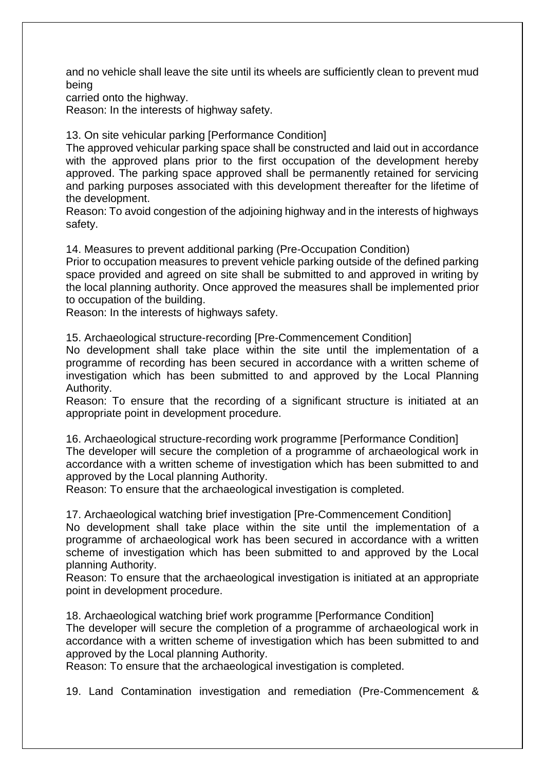and no vehicle shall leave the site until its wheels are sufficiently clean to prevent mud being
carried onto the highway.
Reason: In the interests of highway safety.

13. On site vehicular parking [Performance Condition]
The approved vehicular parking space shall be constructed and laid out in accordance with the approved plans prior to the first occupation of the development hereby approved. The parking space approved shall be permanently retained for servicing and parking purposes associated with this development thereafter for the lifetime of the development.
Reason: To avoid congestion of the adjoining highway and in the interests of highways safety.

14. Measures to prevent additional parking (Pre-Occupation Condition)
Prior to occupation measures to prevent vehicle parking outside of the defined parking space provided and agreed on site shall be submitted to and approved in writing by the local planning authority. Once approved the measures shall be implemented prior to occupation of the building.
Reason: In the interests of highways safety.

15. Archaeological structure-recording [Pre-Commencement Condition]
No development shall take place within the site until the implementation of a programme of recording has been secured in accordance with a written scheme of investigation which has been submitted to and approved by the Local Planning Authority.
Reason: To ensure that the recording of a significant structure is initiated at an appropriate point in development procedure.

16. Archaeological structure-recording work programme [Performance Condition]
The developer will secure the completion of a programme of archaeological work in accordance with a written scheme of investigation which has been submitted to and approved by the Local planning Authority.
Reason: To ensure that the archaeological investigation is completed.

17. Archaeological watching brief investigation [Pre-Commencement Condition]
No development shall take place within the site until the implementation of a programme of archaeological work has been secured in accordance with a written scheme of investigation which has been submitted to and approved by the Local planning Authority.
Reason: To ensure that the archaeological investigation is initiated at an appropriate point in development procedure.

18. Archaeological watching brief work programme [Performance Condition]
The developer will secure the completion of a programme of archaeological work in accordance with a written scheme of investigation which has been submitted to and approved by the Local planning Authority.
Reason: To ensure that the archaeological investigation is completed.

19. Land Contamination investigation and remediation (Pre-Commencement &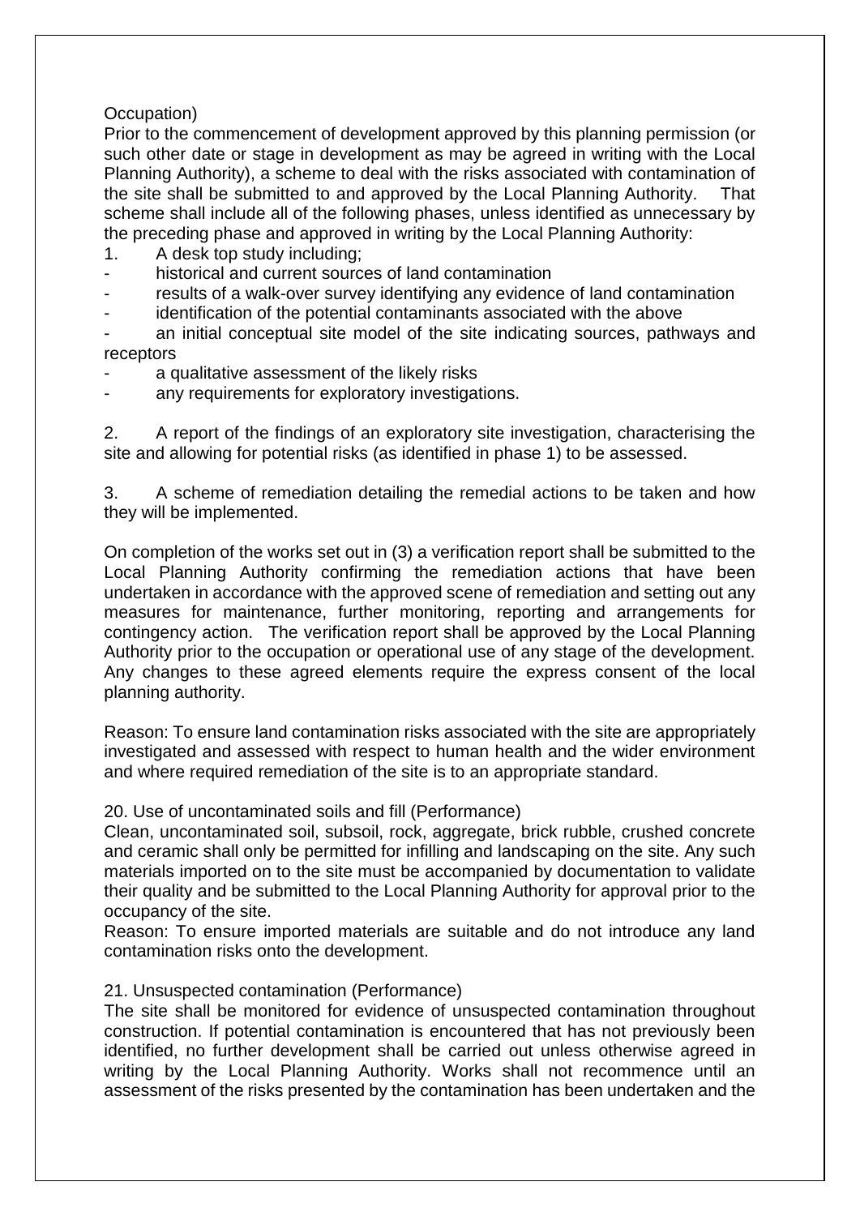Occupation)

Prior to the commencement of development approved by this planning permission (or such other date or stage in development as may be agreed in writing with the Local Planning Authority), a scheme to deal with the risks associated with contamination of the site shall be submitted to and approved by the Local Planning Authority. That scheme shall include all of the following phases, unless identified as unnecessary by the preceding phase and approved in writing by the Local Planning Authority:

1. A desk top study including;
- historical and current sources of land contamination
- results of a walk-over survey identifying any evidence of land contamination
- identification of the potential contaminants associated with the above
- an initial conceptual site model of the site indicating sources, pathways and receptors
- a qualitative assessment of the likely risks
- any requirements for exploratory investigations.

2. A report of the findings of an exploratory site investigation, characterising the site and allowing for potential risks (as identified in phase 1) to be assessed.

3. A scheme of remediation detailing the remedial actions to be taken and how they will be implemented.

On completion of the works set out in (3) a verification report shall be submitted to the Local Planning Authority confirming the remediation actions that have been undertaken in accordance with the approved scene of remediation and setting out any measures for maintenance, further monitoring, reporting and arrangements for contingency action. The verification report shall be approved by the Local Planning Authority prior to the occupation or operational use of any stage of the development. Any changes to these agreed elements require the express consent of the local planning authority.

Reason: To ensure land contamination risks associated with the site are appropriately investigated and assessed with respect to human health and the wider environment and where required remediation of the site is to an appropriate standard.

20. Use of uncontaminated soils and fill (Performance)

Clean, uncontaminated soil, subsoil, rock, aggregate, brick rubble, crushed concrete and ceramic shall only be permitted for infilling and landscaping on the site. Any such materials imported on to the site must be accompanied by documentation to validate their quality and be submitted to the Local Planning Authority for approval prior to the occupancy of the site.

Reason: To ensure imported materials are suitable and do not introduce any land contamination risks onto the development.

21. Unsuspected contamination (Performance)

The site shall be monitored for evidence of unsuspected contamination throughout construction. If potential contamination is encountered that has not previously been identified, no further development shall be carried out unless otherwise agreed in writing by the Local Planning Authority. Works shall not recommence until an assessment of the risks presented by the contamination has been undertaken and the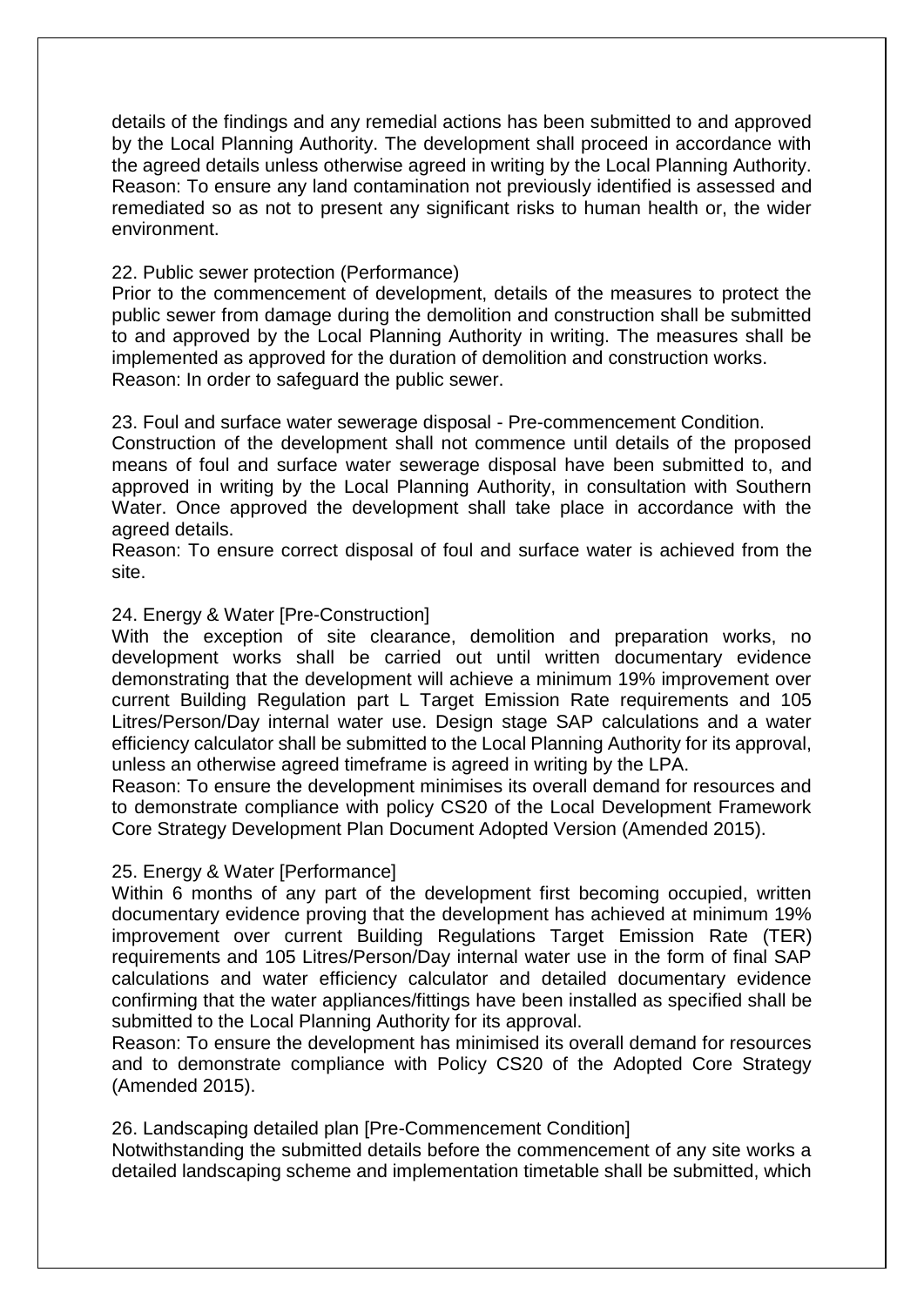details of the findings and any remedial actions has been submitted to and approved by the Local Planning Authority. The development shall proceed in accordance with the agreed details unless otherwise agreed in writing by the Local Planning Authority.
Reason: To ensure any land contamination not previously identified is assessed and remediated so as not to present any significant risks to human health or, the wider environment.

22. Public sewer protection (Performance)
Prior to the commencement of development, details of the measures to protect the public sewer from damage during the demolition and construction shall be submitted to and approved by the Local Planning Authority in writing. The measures shall be implemented as approved for the duration of demolition and construction works.
Reason: In order to safeguard the public sewer.

23. Foul and surface water sewerage disposal - Pre-commencement Condition.
Construction of the development shall not commence until details of the proposed means of foul and surface water sewerage disposal have been submitted to, and approved in writing by the Local Planning Authority, in consultation with Southern Water. Once approved the development shall take place in accordance with the agreed details.
Reason: To ensure correct disposal of foul and surface water is achieved from the site.

24. Energy & Water [Pre-Construction]
With the exception of site clearance, demolition and preparation works, no development works shall be carried out until written documentary evidence demonstrating that the development will achieve a minimum 19% improvement over current Building Regulation part L Target Emission Rate requirements and 105 Litres/Person/Day internal water use. Design stage SAP calculations and a water efficiency calculator shall be submitted to the Local Planning Authority for its approval, unless an otherwise agreed timeframe is agreed in writing by the LPA.
Reason: To ensure the development minimises its overall demand for resources and to demonstrate compliance with policy CS20 of the Local Development Framework Core Strategy Development Plan Document Adopted Version (Amended 2015).

25. Energy & Water [Performance]
Within 6 months of any part of the development first becoming occupied, written documentary evidence proving that the development has achieved at minimum 19% improvement over current Building Regulations Target Emission Rate (TER) requirements and 105 Litres/Person/Day internal water use in the form of final SAP calculations and water efficiency calculator and detailed documentary evidence confirming that the water appliances/fittings have been installed as specified shall be submitted to the Local Planning Authority for its approval.
Reason: To ensure the development has minimised its overall demand for resources and to demonstrate compliance with Policy CS20 of the Adopted Core Strategy (Amended 2015).

26. Landscaping detailed plan [Pre-Commencement Condition]
Notwithstanding the submitted details before the commencement of any site works a detailed landscaping scheme and implementation timetable shall be submitted, which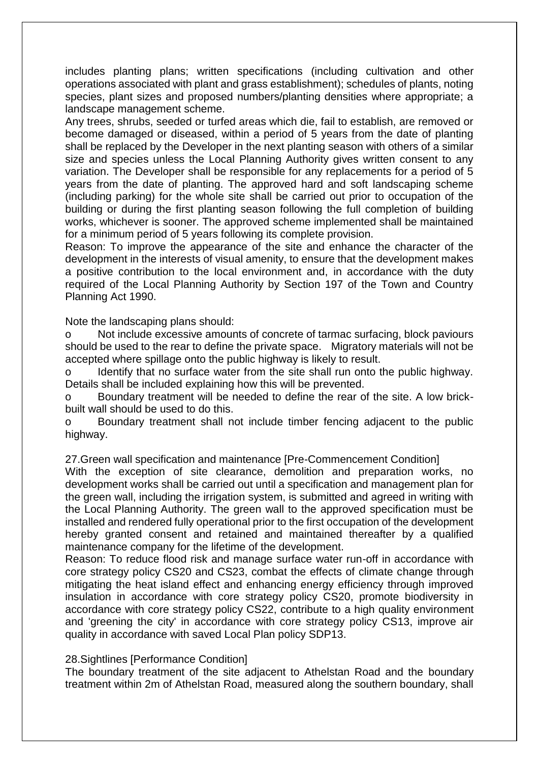includes planting plans; written specifications (including cultivation and other operations associated with plant and grass establishment); schedules of plants, noting species, plant sizes and proposed numbers/planting densities where appropriate; a landscape management scheme.

Any trees, shrubs, seeded or turfed areas which die, fail to establish, are removed or become damaged or diseased, within a period of 5 years from the date of planting shall be replaced by the Developer in the next planting season with others of a similar size and species unless the Local Planning Authority gives written consent to any variation. The Developer shall be responsible for any replacements for a period of 5 years from the date of planting. The approved hard and soft landscaping scheme (including parking) for the whole site shall be carried out prior to occupation of the building or during the first planting season following the full completion of building works, whichever is sooner. The approved scheme implemented shall be maintained for a minimum period of 5 years following its complete provision.

Reason: To improve the appearance of the site and enhance the character of the development in the interests of visual amenity, to ensure that the development makes a positive contribution to the local environment and, in accordance with the duty required of the Local Planning Authority by Section 197 of the Town and Country Planning Act 1990.

Note the landscaping plans should:

- Not include excessive amounts of concrete of tarmac surfacing, block paviours should be used to the rear to define the private space. Migratory materials will not be accepted where spillage onto the public highway is likely to result.
- Identify that no surface water from the site shall run onto the public highway. Details shall be included explaining how this will be prevented.
- Boundary treatment will be needed to define the rear of the site. A low brick-built wall should be used to do this.
- Boundary treatment shall not include timber fencing adjacent to the public highway.

27.Green wall specification and maintenance [Pre-Commencement Condition]

With the exception of site clearance, demolition and preparation works, no development works shall be carried out until a specification and management plan for the green wall, including the irrigation system, is submitted and agreed in writing with the Local Planning Authority. The green wall to the approved specification must be installed and rendered fully operational prior to the first occupation of the development hereby granted consent and retained and maintained thereafter by a qualified maintenance company for the lifetime of the development.

Reason: To reduce flood risk and manage surface water run-off in accordance with core strategy policy CS20 and CS23, combat the effects of climate change through mitigating the heat island effect and enhancing energy efficiency through improved insulation in accordance with core strategy policy CS20, promote biodiversity in accordance with core strategy policy CS22, contribute to a high quality environment and 'greening the city' in accordance with core strategy policy CS13, improve air quality in accordance with saved Local Plan policy SDP13.

28.Sightlines [Performance Condition]

The boundary treatment of the site adjacent to Athelstan Road and the boundary treatment within 2m of Athelstan Road, measured along the southern boundary, shall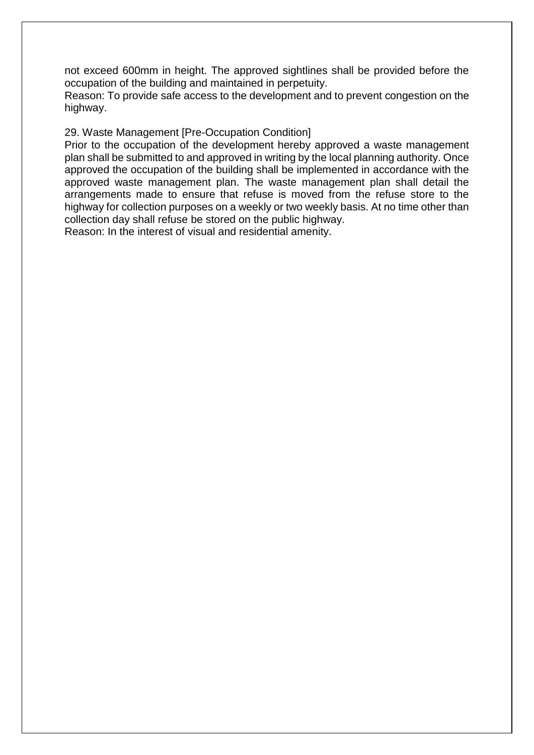not exceed 600mm in height. The approved sightlines shall be provided before the occupation of the building and maintained in perpetuity.
Reason: To provide safe access to the development and to prevent congestion on the highway.

29. Waste Management [Pre-Occupation Condition]
Prior to the occupation of the development hereby approved a waste management plan shall be submitted to and approved in writing by the local planning authority. Once approved the occupation of the building shall be implemented in accordance with the approved waste management plan. The waste management plan shall detail the arrangements made to ensure that refuse is moved from the refuse store to the highway for collection purposes on a weekly or two weekly basis. At no time other than collection day shall refuse be stored on the public highway.
Reason: In the interest of visual and residential amenity.